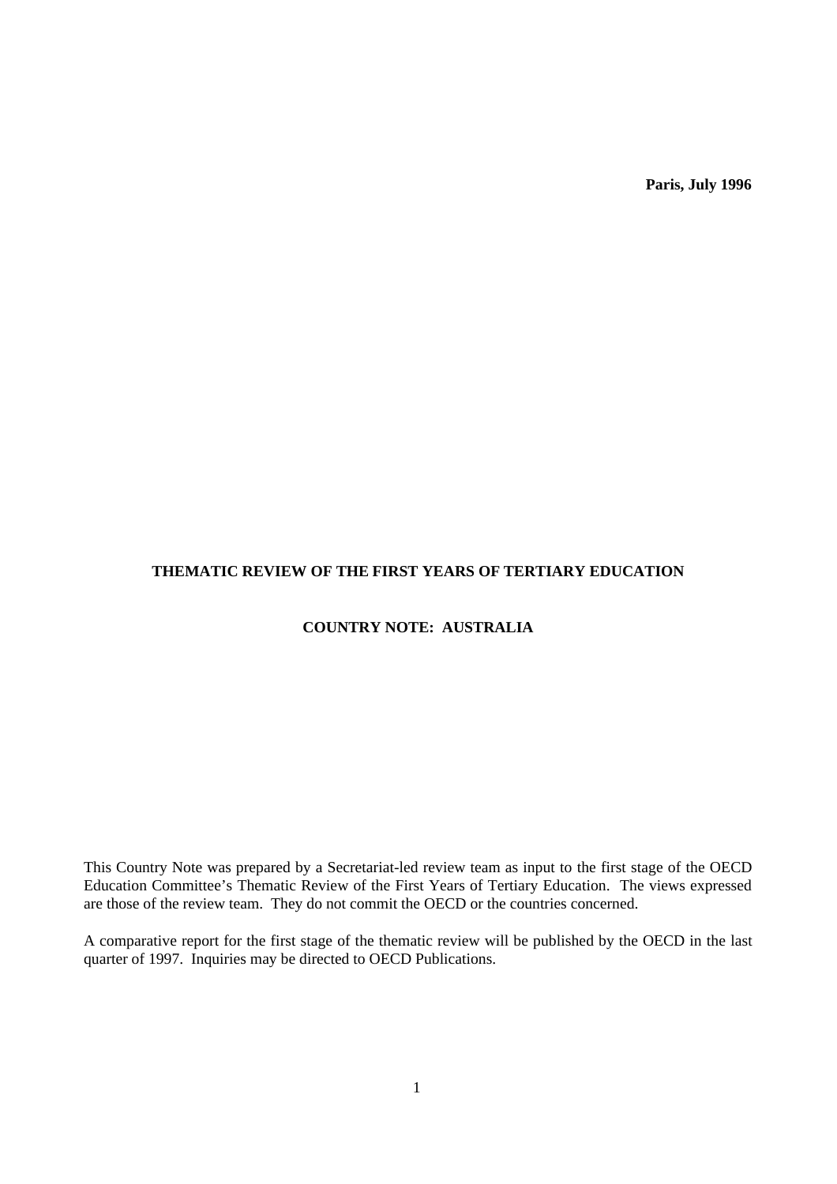**Paris, July 1996**

# THEMATIC REVIEW OF THE FIRST YEARS OF TERTIARY EDUCATION

## COUNTRY NOTE: AUSTRALIA

This Country Note was prepared by a Secretariat-led review team as input to the first stage of the OECD Education Committee's Thematic Review of the First Years of Tertiary Education. The views expressed are those of the review team. They do not commit the OECD or the countries concerned.

A comparative report for the first stage of the thematic review will be published by the OECD in the last quarter of 1997. Inquiries may be directed to OECD Publications.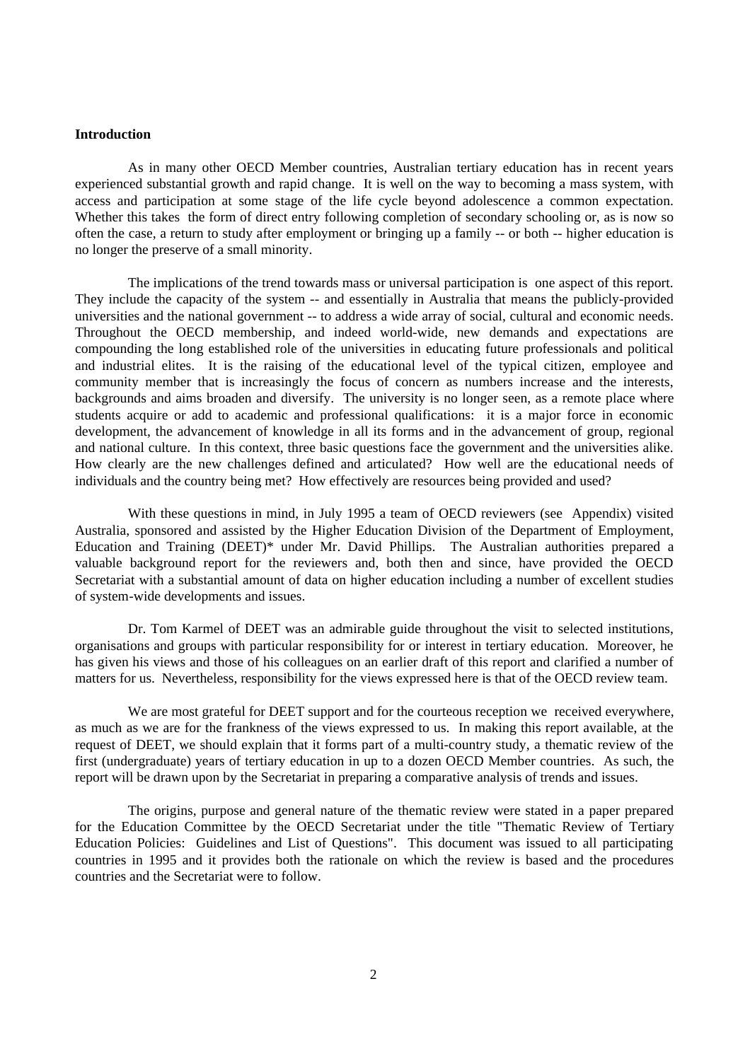**Introduction**

As in many other OECD Member countries, Australian tertiary education has in recent years experienced substantial growth and rapid change. It is well on the way to becoming a mass system, with access and participation at some stage of the life cycle beyond adolescence a common expectation. Whether this takes the form of direct entry following completion of secondary schooling or, as is now so often the case, a return to study after employment or bringing up a family -- or both -- higher education is no longer the preserve of a small minority.

The implications of the trend towards mass or universal participation is one aspect of this report. They include the capacity of the system -- and essentially in Australia that means the publicly-provided universities and the national government -- to address a wide array of social, cultural and economic needs. Throughout the OECD membership, and indeed world-wide, new demands and expectations are compounding the long established role of the universities in educating future professionals and political and industrial elites. It is the raising of the educational level of the typical citizen, employee and community member that is increasingly the focus of concern as numbers increase and the interests, backgrounds and aims broaden and diversify. The university is no longer seen, as a remote place where students acquire or add to academic and professional qualifications: it is a major force in economic development, the advancement of knowledge in all its forms and in the advancement of group, regional and national culture. In this context, three basic questions face the government and the universities alike. How clearly are the new challenges defined and articulated? How well are the educational needs of individuals and the country being met? How effectively are resources being provided and used?

With these questions in mind, in July 1995 a team of OECD reviewers (see Appendix) visited Australia, sponsored and assisted by the Higher Education Division of the Department of Employment, Education and Training (DEET)* under Mr. David Phillips. The Australian authorities prepared a valuable background report for the reviewers and, both then and since, have provided the OECD Secretariat with a substantial amount of data on higher education including a number of excellent studies of system-wide developments and issues.

Dr. Tom Karmel of DEET was an admirable guide throughout the visit to selected institutions, organisations and groups with particular responsibility for or interest in tertiary education. Moreover, he has given his views and those of his colleagues on an earlier draft of this report and clarified a number of matters for us. Nevertheless, responsibility for the views expressed here is that of the OECD review team.

We are most grateful for DEET support and for the courteous reception we received everywhere, as much as we are for the frankness of the views expressed to us. In making this report available, at the request of DEET, we should explain that it forms part of a multi-country study, a thematic review of the first (undergraduate) years of tertiary education in up to a dozen OECD Member countries. As such, the report will be drawn upon by the Secretariat in preparing a comparative analysis of trends and issues.

The origins, purpose and general nature of the thematic review were stated in a paper prepared for the Education Committee by the OECD Secretariat under the title "Thematic Review of Tertiary Education Policies: Guidelines and List of Questions". This document was issued to all participating countries in 1995 and it provides both the rationale on which the review is based and the procedures countries and the Secretariat were to follow.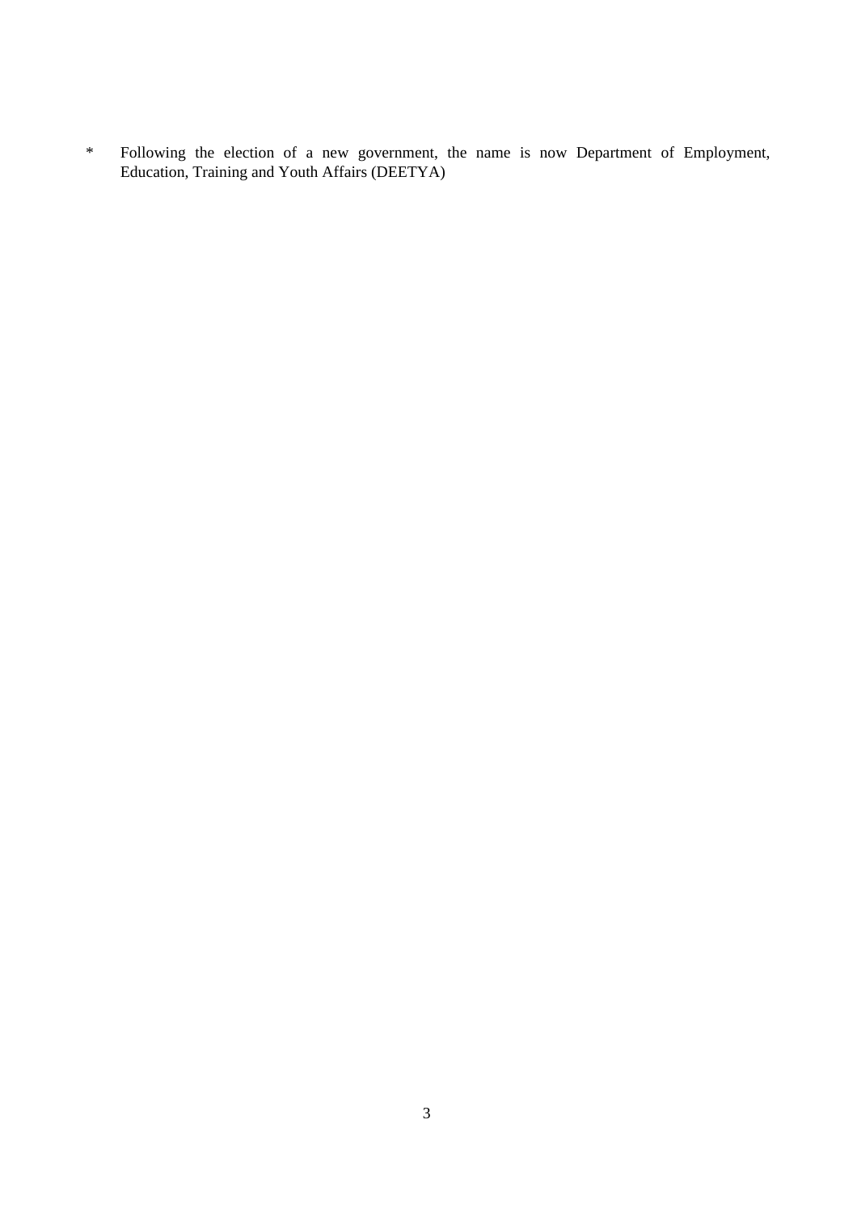* Following the election of a new government, the name is now Department of Employment, Education, Training and Youth Affairs (DEETYA)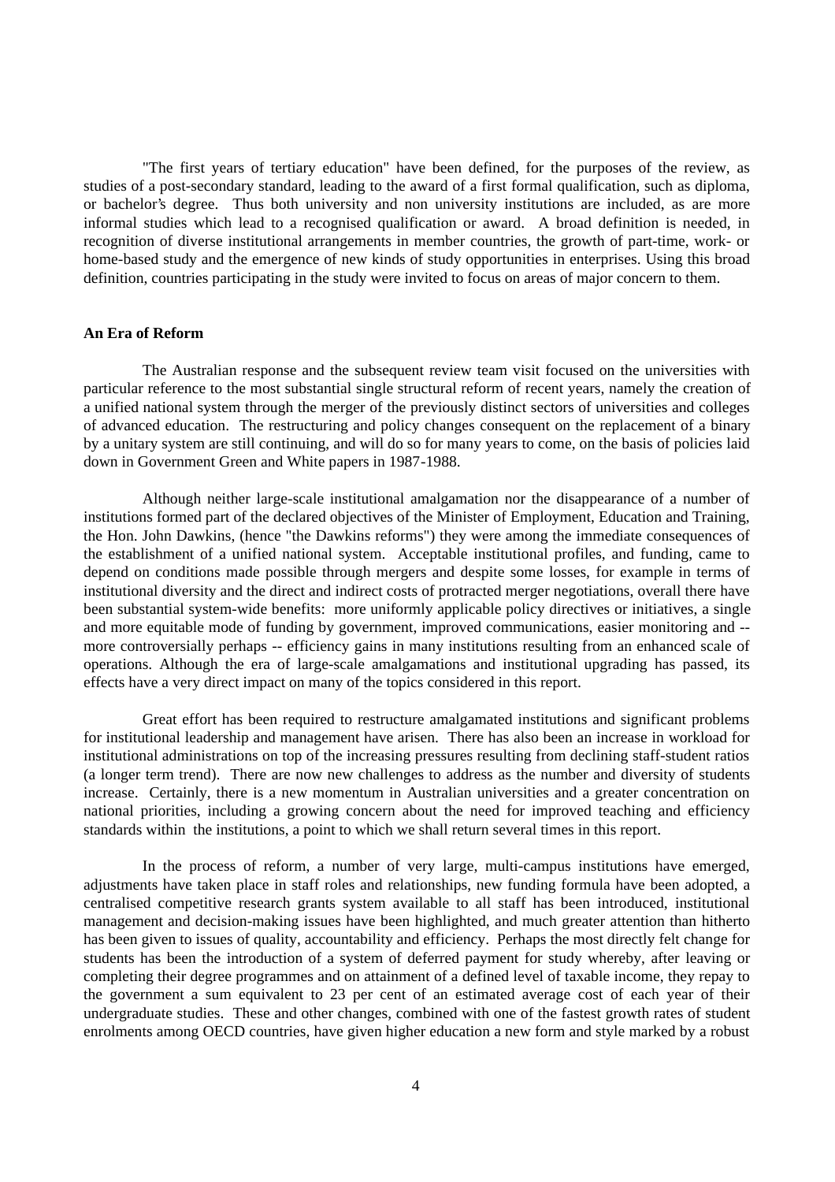"The first years of tertiary education" have been defined, for the purposes of the review, as studies of a post-secondary standard, leading to the award of a first formal qualification, such as diploma, or bachelor's degree. Thus both university and non university institutions are included, as are more informal studies which lead to a recognised qualification or award. A broad definition is needed, in recognition of diverse institutional arrangements in member countries, the growth of part-time, work- or home-based study and the emergence of new kinds of study opportunities in enterprises. Using this broad definition, countries participating in the study were invited to focus on areas of major concern to them.

**An Era of Reform**

The Australian response and the subsequent review team visit focused on the universities with particular reference to the most substantial single structural reform of recent years, namely the creation of a unified national system through the merger of the previously distinct sectors of universities and colleges of advanced education. The restructuring and policy changes consequent on the replacement of a binary by a unitary system are still continuing, and will do so for many years to come, on the basis of policies laid down in Government Green and White papers in 1987-1988.

Although neither large-scale institutional amalgamation nor the disappearance of a number of institutions formed part of the declared objectives of the Minister of Employment, Education and Training, the Hon. John Dawkins, (hence "the Dawkins reforms") they were among the immediate consequences of the establishment of a unified national system. Acceptable institutional profiles, and funding, came to depend on conditions made possible through mergers and despite some losses, for example in terms of institutional diversity and the direct and indirect costs of protracted merger negotiations, overall there have been substantial system-wide benefits: more uniformly applicable policy directives or initiatives, a single and more equitable mode of funding by government, improved communications, easier monitoring and -- more controversially perhaps -- efficiency gains in many institutions resulting from an enhanced scale of operations. Although the era of large-scale amalgamations and institutional upgrading has passed, its effects have a very direct impact on many of the topics considered in this report.

Great effort has been required to restructure amalgamated institutions and significant problems for institutional leadership and management have arisen. There has also been an increase in workload for institutional administrations on top of the increasing pressures resulting from declining staff-student ratios (a longer term trend). There are now new challenges to address as the number and diversity of students increase. Certainly, there is a new momentum in Australian universities and a greater concentration on national priorities, including a growing concern about the need for improved teaching and efficiency standards within the institutions, a point to which we shall return several times in this report.

In the process of reform, a number of very large, multi-campus institutions have emerged, adjustments have taken place in staff roles and relationships, new funding formula have been adopted, a centralised competitive research grants system available to all staff has been introduced, institutional management and decision-making issues have been highlighted, and much greater attention than hitherto has been given to issues of quality, accountability and efficiency. Perhaps the most directly felt change for students has been the introduction of a system of deferred payment for study whereby, after leaving or completing their degree programmes and on attainment of a defined level of taxable income, they repay to the government a sum equivalent to 23 per cent of an estimated average cost of each year of their undergraduate studies. These and other changes, combined with one of the fastest growth rates of student enrolments among OECD countries, have given higher education a new form and style marked by a robust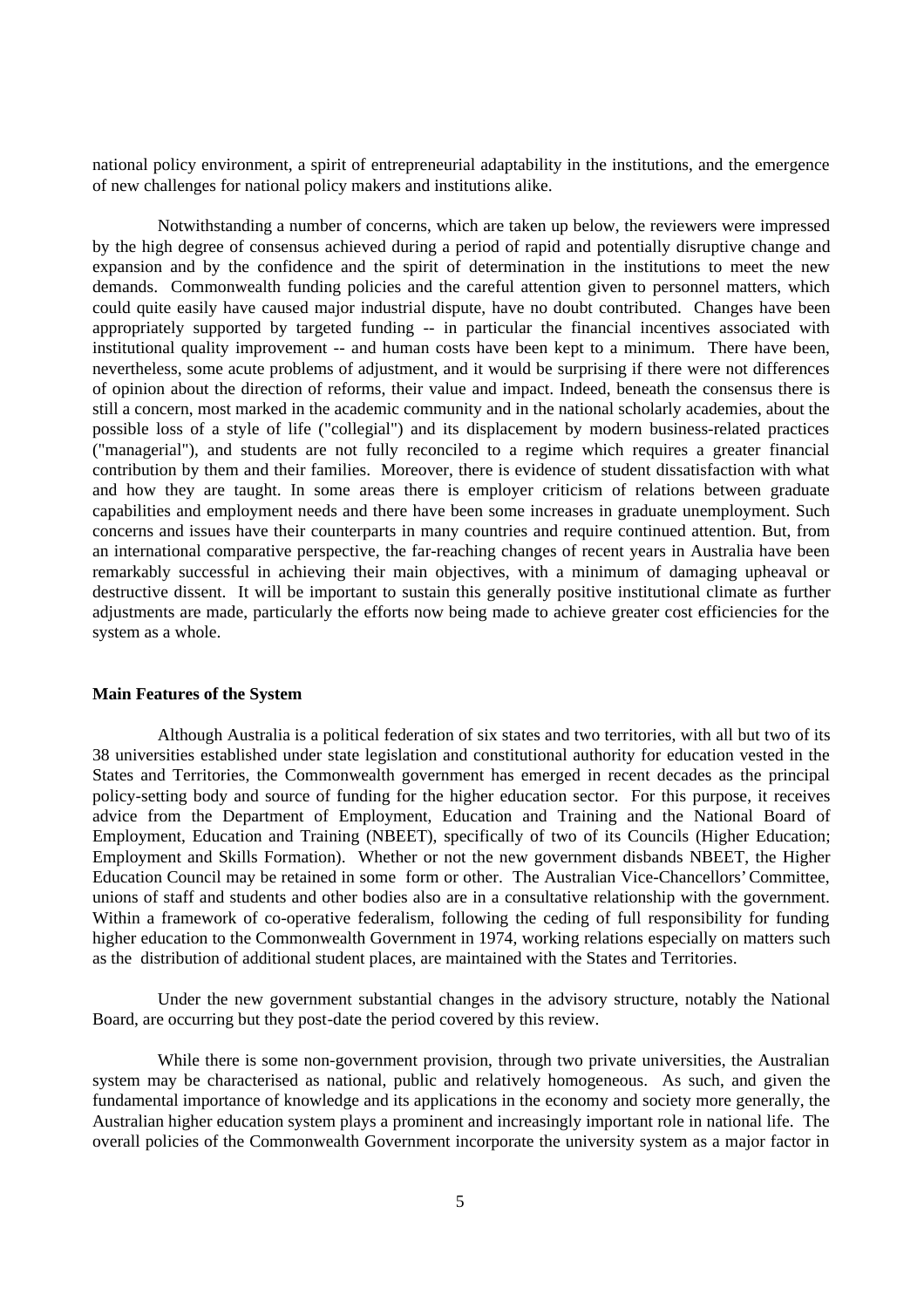national policy environment, a spirit of entrepreneurial adaptability in the institutions, and the emergence of new challenges for national policy makers and institutions alike.

Notwithstanding a number of concerns, which are taken up below, the reviewers were impressed by the high degree of consensus achieved during a period of rapid and potentially disruptive change and expansion and by the confidence and the spirit of determination in the institutions to meet the new demands. Commonwealth funding policies and the careful attention given to personnel matters, which could quite easily have caused major industrial dispute, have no doubt contributed. Changes have been appropriately supported by targeted funding -- in particular the financial incentives associated with institutional quality improvement -- and human costs have been kept to a minimum. There have been, nevertheless, some acute problems of adjustment, and it would be surprising if there were not differences of opinion about the direction of reforms, their value and impact. Indeed, beneath the consensus there is still a concern, most marked in the academic community and in the national scholarly academies, about the possible loss of a style of life ("collegial") and its displacement by modern business-related practices ("managerial"), and students are not fully reconciled to a regime which requires a greater financial contribution by them and their families. Moreover, there is evidence of student dissatisfaction with what and how they are taught. In some areas there is employer criticism of relations between graduate capabilities and employment needs and there have been some increases in graduate unemployment. Such concerns and issues have their counterparts in many countries and require continued attention. But, from an international comparative perspective, the far-reaching changes of recent years in Australia have been remarkably successful in achieving their main objectives, with a minimum of damaging upheaval or destructive dissent. It will be important to sustain this generally positive institutional climate as further adjustments are made, particularly the efforts now being made to achieve greater cost efficiencies for the system as a whole.

**Main Features of the System**

Although Australia is a political federation of six states and two territories, with all but two of its 38 universities established under state legislation and constitutional authority for education vested in the States and Territories, the Commonwealth government has emerged in recent decades as the principal policy-setting body and source of funding for the higher education sector. For this purpose, it receives advice from the Department of Employment, Education and Training and the National Board of Employment, Education and Training (NBEET), specifically of two of its Councils (Higher Education; Employment and Skills Formation). Whether or not the new government disbands NBEET, the Higher Education Council may be retained in some form or other. The Australian Vice-Chancellors' Committee, unions of staff and students and other bodies also are in a consultative relationship with the government. Within a framework of co-operative federalism, following the ceding of full responsibility for funding higher education to the Commonwealth Government in 1974, working relations especially on matters such as the distribution of additional student places, are maintained with the States and Territories.

Under the new government substantial changes in the advisory structure, notably the National Board, are occurring but they post-date the period covered by this review.

While there is some non-government provision, through two private universities, the Australian system may be characterised as national, public and relatively homogeneous. As such, and given the fundamental importance of knowledge and its applications in the economy and society more generally, the Australian higher education system plays a prominent and increasingly important role in national life. The overall policies of the Commonwealth Government incorporate the university system as a major factor in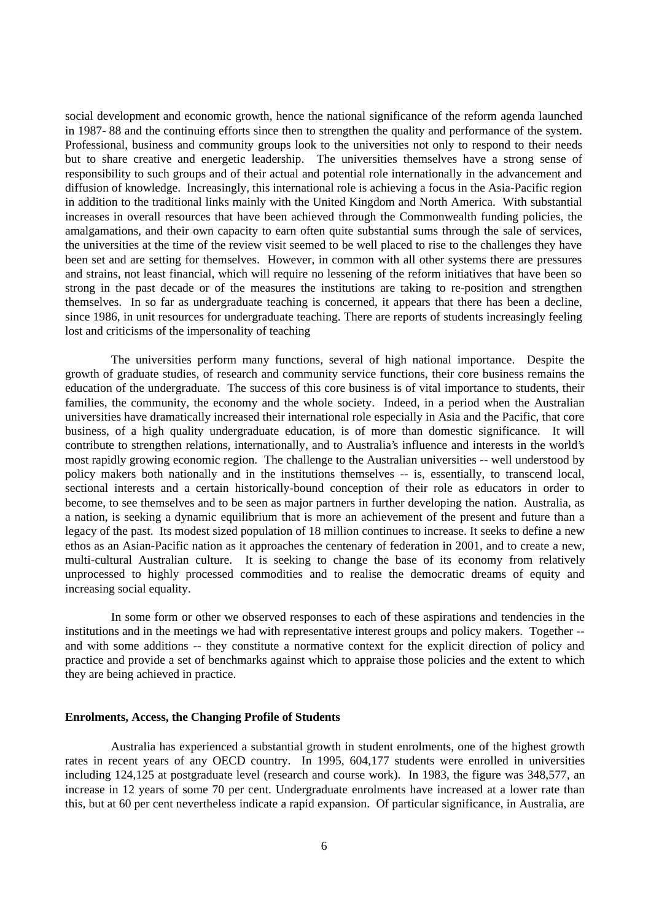social development and economic growth, hence the national significance of the reform agenda launched in 1987- 88 and the continuing efforts since then to strengthen the quality and performance of the system. Professional, business and community groups look to the universities not only to respond to their needs but to share creative and energetic leadership. The universities themselves have a strong sense of responsibility to such groups and of their actual and potential role internationally in the advancement and diffusion of knowledge. Increasingly, this international role is achieving a focus in the Asia-Pacific region in addition to the traditional links mainly with the United Kingdom and North America. With substantial increases in overall resources that have been achieved through the Commonwealth funding policies, the amalgamations, and their own capacity to earn often quite substantial sums through the sale of services, the universities at the time of the review visit seemed to be well placed to rise to the challenges they have been set and are setting for themselves. However, in common with all other systems there are pressures and strains, not least financial, which will require no lessening of the reform initiatives that have been so strong in the past decade or of the measures the institutions are taking to re-position and strengthen themselves. In so far as undergraduate teaching is concerned, it appears that there has been a decline, since 1986, in unit resources for undergraduate teaching. There are reports of students increasingly feeling lost and criticisms of the impersonality of teaching

The universities perform many functions, several of high national importance. Despite the growth of graduate studies, of research and community service functions, their core business remains the education of the undergraduate. The success of this core business is of vital importance to students, their families, the community, the economy and the whole society. Indeed, in a period when the Australian universities have dramatically increased their international role especially in Asia and the Pacific, that core business, of a high quality undergraduate education, is of more than domestic significance. It will contribute to strengthen relations, internationally, and to Australia's influence and interests in the world's most rapidly growing economic region. The challenge to the Australian universities -- well understood by policy makers both nationally and in the institutions themselves -- is, essentially, to transcend local, sectional interests and a certain historically-bound conception of their role as educators in order to become, to see themselves and to be seen as major partners in further developing the nation. Australia, as a nation, is seeking a dynamic equilibrium that is more an achievement of the present and future than a legacy of the past. Its modest sized population of 18 million continues to increase. It seeks to define a new ethos as an Asian-Pacific nation as it approaches the centenary of federation in 2001, and to create a new, multi-cultural Australian culture. It is seeking to change the base of its economy from relatively unprocessed to highly processed commodities and to realise the democratic dreams of equity and increasing social equality.

In some form or other we observed responses to each of these aspirations and tendencies in the institutions and in the meetings we had with representative interest groups and policy makers. Together -- and with some additions -- they constitute a normative context for the explicit direction of policy and practice and provide a set of benchmarks against which to appraise those policies and the extent to which they are being achieved in practice.

**Enrolments, Access, the Changing Profile of Students**

Australia has experienced a substantial growth in student enrolments, one of the highest growth rates in recent years of any OECD country. In 1995, 604,177 students were enrolled in universities including 124,125 at postgraduate level (research and course work). In 1983, the figure was 348,577, an increase in 12 years of some 70 per cent. Undergraduate enrolments have increased at a lower rate than this, but at 60 per cent nevertheless indicate a rapid expansion. Of particular significance, in Australia, are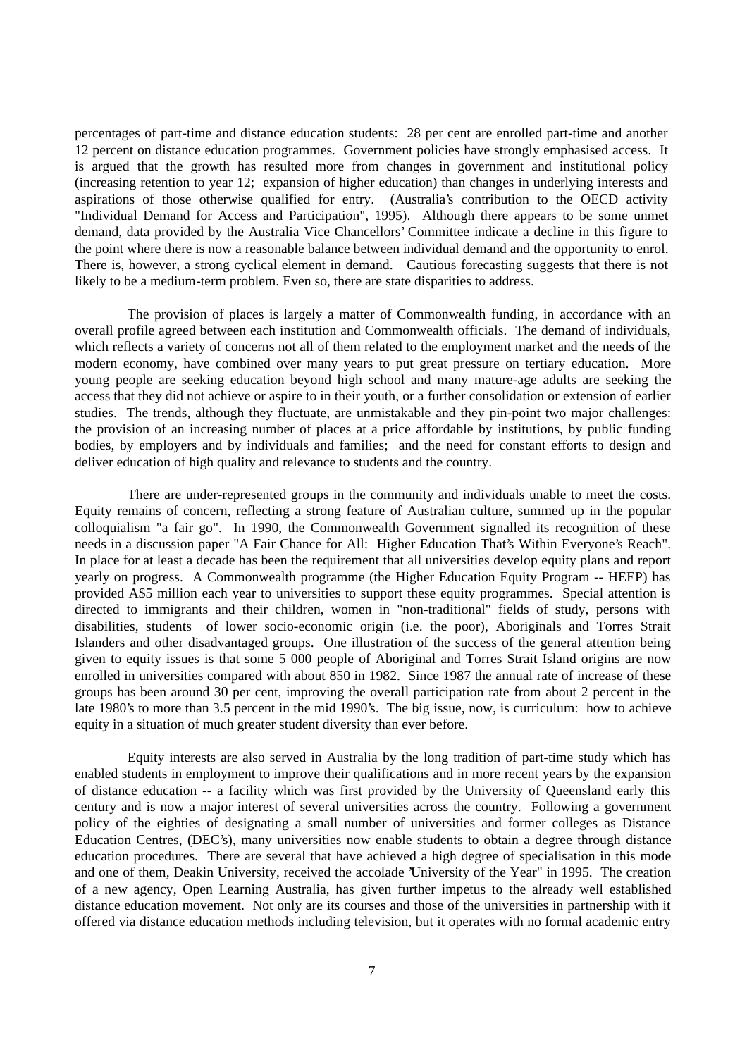percentages of part-time and distance education students: 28 per cent are enrolled part-time and another 12 percent on distance education programmes. Government policies have strongly emphasised access. It is argued that the growth has resulted more from changes in government and institutional policy (increasing retention to year 12; expansion of higher education) than changes in underlying interests and aspirations of those otherwise qualified for entry. (Australia's contribution to the OECD activity "Individual Demand for Access and Participation", 1995). Although there appears to be some unmet demand, data provided by the Australia Vice Chancellors' Committee indicate a decline in this figure to the point where there is now a reasonable balance between individual demand and the opportunity to enrol. There is, however, a strong cyclical element in demand. Cautious forecasting suggests that there is not likely to be a medium-term problem. Even so, there are state disparities to address.

The provision of places is largely a matter of Commonwealth funding, in accordance with an overall profile agreed between each institution and Commonwealth officials. The demand of individuals, which reflects a variety of concerns not all of them related to the employment market and the needs of the modern economy, have combined over many years to put great pressure on tertiary education. More young people are seeking education beyond high school and many mature-age adults are seeking the access that they did not achieve or aspire to in their youth, or a further consolidation or extension of earlier studies. The trends, although they fluctuate, are unmistakable and they pin-point two major challenges: the provision of an increasing number of places at a price affordable by institutions, by public funding bodies, by employers and by individuals and families; and the need for constant efforts to design and deliver education of high quality and relevance to students and the country.

There are under-represented groups in the community and individuals unable to meet the costs. Equity remains of concern, reflecting a strong feature of Australian culture, summed up in the popular colloquialism "a fair go". In 1990, the Commonwealth Government signalled its recognition of these needs in a discussion paper "A Fair Chance for All: Higher Education That's Within Everyone's Reach". In place for at least a decade has been the requirement that all universities develop equity plans and report yearly on progress. A Commonwealth programme (the Higher Education Equity Program -- HEEP) has provided A$5 million each year to universities to support these equity programmes. Special attention is directed to immigrants and their children, women in "non-traditional" fields of study, persons with disabilities, students of lower socio-economic origin (i.e. the poor), Aboriginals and Torres Strait Islanders and other disadvantaged groups. One illustration of the success of the general attention being given to equity issues is that some 5 000 people of Aboriginal and Torres Strait Island origins are now enrolled in universities compared with about 850 in 1982. Since 1987 the annual rate of increase of these groups has been around 30 per cent, improving the overall participation rate from about 2 percent in the late 1980's to more than 3.5 percent in the mid 1990's. The big issue, now, is curriculum: how to achieve equity in a situation of much greater student diversity than ever before.

Equity interests are also served in Australia by the long tradition of part-time study which has enabled students in employment to improve their qualifications and in more recent years by the expansion of distance education -- a facility which was first provided by the University of Queensland early this century and is now a major interest of several universities across the country. Following a government policy of the eighties of designating a small number of universities and former colleges as Distance Education Centres, (DEC's), many universities now enable students to obtain a degree through distance education procedures. There are several that have achieved a high degree of specialisation in this mode and one of them, Deakin University, received the accolade "University of the Year" in 1995. The creation of a new agency, Open Learning Australia, has given further impetus to the already well established distance education movement. Not only are its courses and those of the universities in partnership with it offered via distance education methods including television, but it operates with no formal academic entry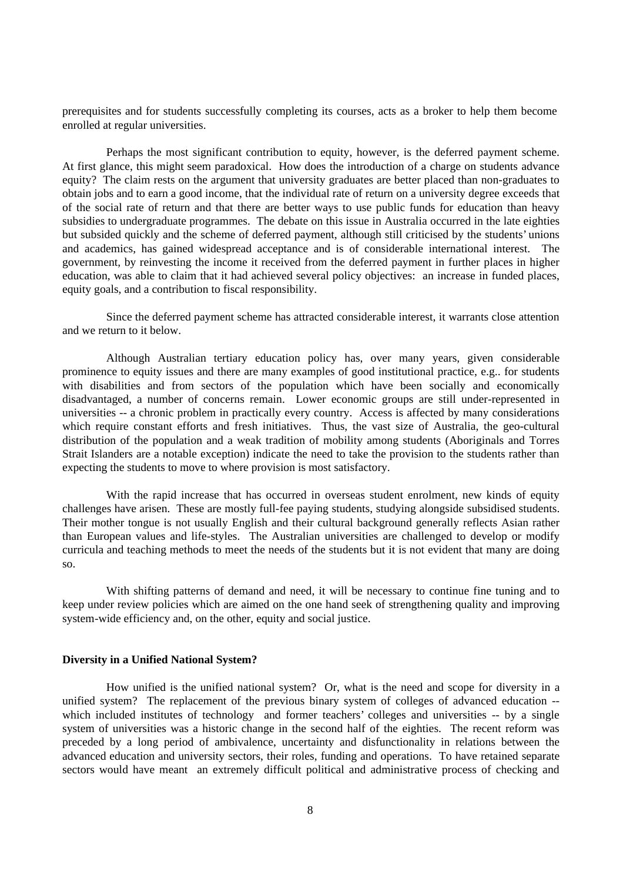prerequisites and for students successfully completing its courses, acts as a broker to help them become enrolled at regular universities.

Perhaps the most significant contribution to equity, however, is the deferred payment scheme. At first glance, this might seem paradoxical. How does the introduction of a charge on students advance equity? The claim rests on the argument that university graduates are better placed than non-graduates to obtain jobs and to earn a good income, that the individual rate of return on a university degree exceeds that of the social rate of return and that there are better ways to use public funds for education than heavy subsidies to undergraduate programmes. The debate on this issue in Australia occurred in the late eighties but subsided quickly and the scheme of deferred payment, although still criticised by the students' unions and academics, has gained widespread acceptance and is of considerable international interest. The government, by reinvesting the income it received from the deferred payment in further places in higher education, was able to claim that it had achieved several policy objectives: an increase in funded places, equity goals, and a contribution to fiscal responsibility.

Since the deferred payment scheme has attracted considerable interest, it warrants close attention and we return to it below.

Although Australian tertiary education policy has, over many years, given considerable prominence to equity issues and there are many examples of good institutional practice, e.g.. for students with disabilities and from sectors of the population which have been socially and economically disadvantaged, a number of concerns remain. Lower economic groups are still under-represented in universities -- a chronic problem in practically every country. Access is affected by many considerations which require constant efforts and fresh initiatives. Thus, the vast size of Australia, the geo-cultural distribution of the population and a weak tradition of mobility among students (Aboriginals and Torres Strait Islanders are a notable exception) indicate the need to take the provision to the students rather than expecting the students to move to where provision is most satisfactory.

With the rapid increase that has occurred in overseas student enrolment, new kinds of equity challenges have arisen. These are mostly full-fee paying students, studying alongside subsidised students. Their mother tongue is not usually English and their cultural background generally reflects Asian rather than European values and life-styles. The Australian universities are challenged to develop or modify curricula and teaching methods to meet the needs of the students but it is not evident that many are doing so.

With shifting patterns of demand and need, it will be necessary to continue fine tuning and to keep under review policies which are aimed on the one hand seek of strengthening quality and improving system-wide efficiency and, on the other, equity and social justice.

**Diversity in a Unified National System?**

How unified is the unified national system? Or, what is the need and scope for diversity in a unified system? The replacement of the previous binary system of colleges of advanced education -- which included institutes of technology and former teachers' colleges and universities -- by a single system of universities was a historic change in the second half of the eighties. The recent reform was preceded by a long period of ambivalence, uncertainty and disfunctionality in relations between the advanced education and university sectors, their roles, funding and operations. To have retained separate sectors would have meant an extremely difficult political and administrative process of checking and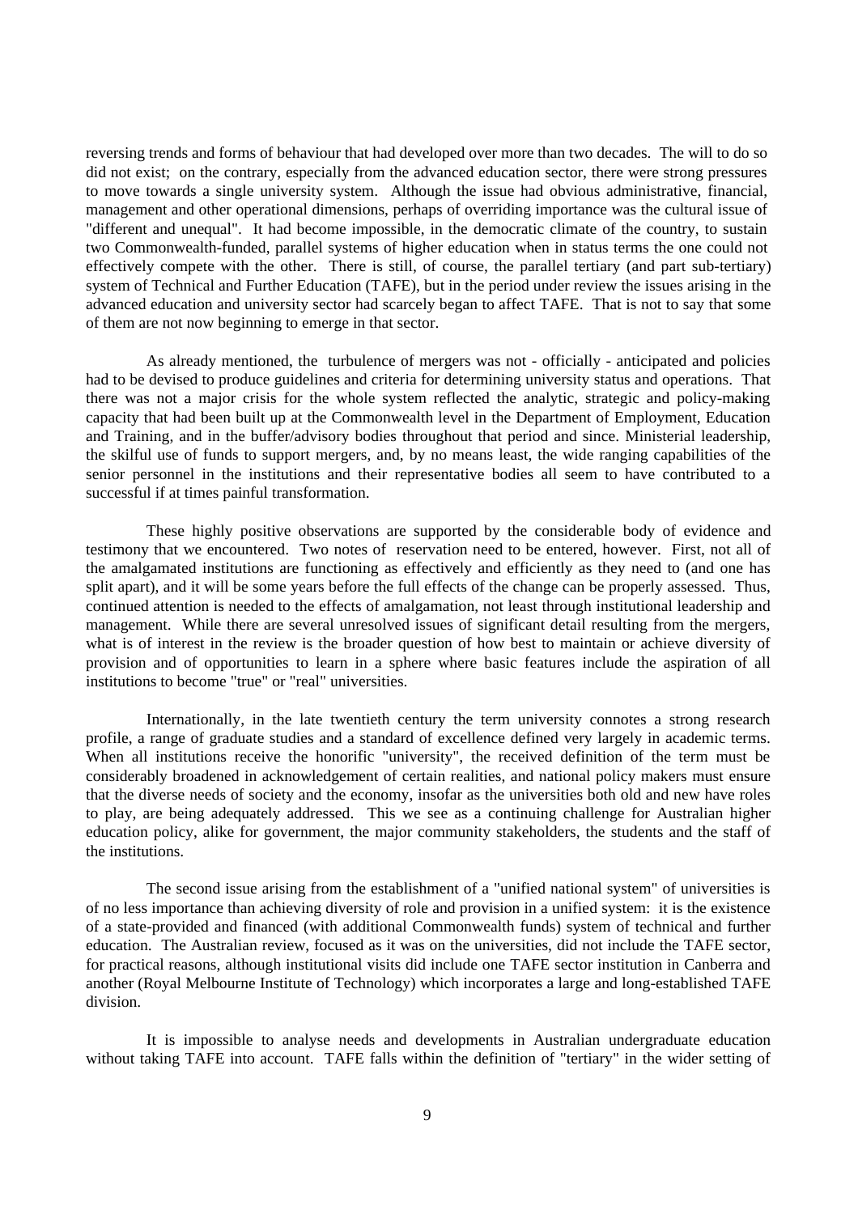reversing trends and forms of behaviour that had developed over more than two decades. The will to do so did not exist; on the contrary, especially from the advanced education sector, there were strong pressures to move towards a single university system. Although the issue had obvious administrative, financial, management and other operational dimensions, perhaps of overriding importance was the cultural issue of "different and unequal". It had become impossible, in the democratic climate of the country, to sustain two Commonwealth-funded, parallel systems of higher education when in status terms the one could not effectively compete with the other. There is still, of course, the parallel tertiary (and part sub-tertiary) system of Technical and Further Education (TAFE), but in the period under review the issues arising in the advanced education and university sector had scarcely began to affect TAFE. That is not to say that some of them are not now beginning to emerge in that sector.

As already mentioned, the turbulence of mergers was not - officially - anticipated and policies had to be devised to produce guidelines and criteria for determining university status and operations. That there was not a major crisis for the whole system reflected the analytic, strategic and policy-making capacity that had been built up at the Commonwealth level in the Department of Employment, Education and Training, and in the buffer/advisory bodies throughout that period and since. Ministerial leadership, the skilful use of funds to support mergers, and, by no means least, the wide ranging capabilities of the senior personnel in the institutions and their representative bodies all seem to have contributed to a successful if at times painful transformation.

These highly positive observations are supported by the considerable body of evidence and testimony that we encountered. Two notes of reservation need to be entered, however. First, not all of the amalgamated institutions are functioning as effectively and efficiently as they need to (and one has split apart), and it will be some years before the full effects of the change can be properly assessed. Thus, continued attention is needed to the effects of amalgamation, not least through institutional leadership and management. While there are several unresolved issues of significant detail resulting from the mergers, what is of interest in the review is the broader question of how best to maintain or achieve diversity of provision and of opportunities to learn in a sphere where basic features include the aspiration of all institutions to become "true" or "real" universities.

Internationally, in the late twentieth century the term university connotes a strong research profile, a range of graduate studies and a standard of excellence defined very largely in academic terms. When all institutions receive the honorific "university", the received definition of the term must be considerably broadened in acknowledgement of certain realities, and national policy makers must ensure that the diverse needs of society and the economy, insofar as the universities both old and new have roles to play, are being adequately addressed. This we see as a continuing challenge for Australian higher education policy, alike for government, the major community stakeholders, the students and the staff of the institutions.

The second issue arising from the establishment of a "unified national system" of universities is of no less importance than achieving diversity of role and provision in a unified system: it is the existence of a state-provided and financed (with additional Commonwealth funds) system of technical and further education. The Australian review, focused as it was on the universities, did not include the TAFE sector, for practical reasons, although institutional visits did include one TAFE sector institution in Canberra and another (Royal Melbourne Institute of Technology) which incorporates a large and long-established TAFE division.

It is impossible to analyse needs and developments in Australian undergraduate education without taking TAFE into account. TAFE falls within the definition of "tertiary" in the wider setting of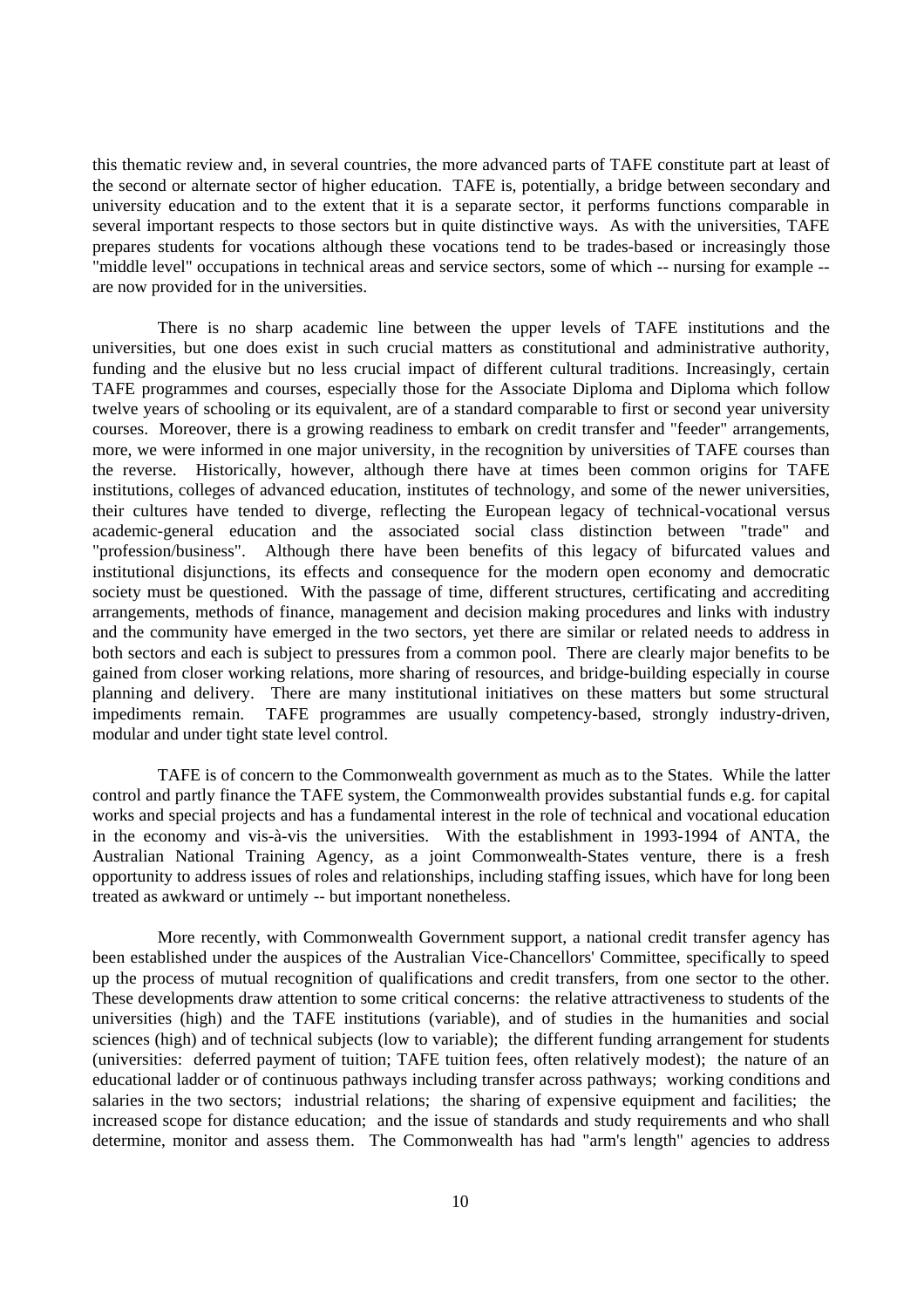this thematic review and, in several countries, the more advanced parts of TAFE constitute part at least of the second or alternate sector of higher education. TAFE is, potentially, a bridge between secondary and university education and to the extent that it is a separate sector, it performs functions comparable in several important respects to those sectors but in quite distinctive ways. As with the universities, TAFE prepares students for vocations although these vocations tend to be trades-based or increasingly those "middle level" occupations in technical areas and service sectors, some of which -- nursing for example -- are now provided for in the universities.

There is no sharp academic line between the upper levels of TAFE institutions and the universities, but one does exist in such crucial matters as constitutional and administrative authority, funding and the elusive but no less crucial impact of different cultural traditions. Increasingly, certain TAFE programmes and courses, especially those for the Associate Diploma and Diploma which follow twelve years of schooling or its equivalent, are of a standard comparable to first or second year university courses. Moreover, there is a growing readiness to embark on credit transfer and "feeder" arrangements, more, we were informed in one major university, in the recognition by universities of TAFE courses than the reverse. Historically, however, although there have at times been common origins for TAFE institutions, colleges of advanced education, institutes of technology, and some of the newer universities, their cultures have tended to diverge, reflecting the European legacy of technical-vocational versus academic-general education and the associated social class distinction between "trade" and "profession/business". Although there have been benefits of this legacy of bifurcated values and institutional disjunctions, its effects and consequence for the modern open economy and democratic society must be questioned. With the passage of time, different structures, certificating and accrediting arrangements, methods of finance, management and decision making procedures and links with industry and the community have emerged in the two sectors, yet there are similar or related needs to address in both sectors and each is subject to pressures from a common pool. There are clearly major benefits to be gained from closer working relations, more sharing of resources, and bridge-building especially in course planning and delivery. There are many institutional initiatives on these matters but some structural impediments remain. TAFE programmes are usually competency-based, strongly industry-driven, modular and under tight state level control.

TAFE is of concern to the Commonwealth government as much as to the States. While the latter control and partly finance the TAFE system, the Commonwealth provides substantial funds e.g. for capital works and special projects and has a fundamental interest in the role of technical and vocational education in the economy and vis-à-vis the universities. With the establishment in 1993-1994 of ANTA, the Australian National Training Agency, as a joint Commonwealth-States venture, there is a fresh opportunity to address issues of roles and relationships, including staffing issues, which have for long been treated as awkward or untimely -- but important nonetheless.

More recently, with Commonwealth Government support, a national credit transfer agency has been established under the auspices of the Australian Vice-Chancellors' Committee, specifically to speed up the process of mutual recognition of qualifications and credit transfers, from one sector to the other. These developments draw attention to some critical concerns: the relative attractiveness to students of the universities (high) and the TAFE institutions (variable), and of studies in the humanities and social sciences (high) and of technical subjects (low to variable); the different funding arrangement for students (universities: deferred payment of tuition; TAFE tuition fees, often relatively modest); the nature of an educational ladder or of continuous pathways including transfer across pathways; working conditions and salaries in the two sectors; industrial relations; the sharing of expensive equipment and facilities; the increased scope for distance education; and the issue of standards and study requirements and who shall determine, monitor and assess them. The Commonwealth has had "arm's length" agencies to address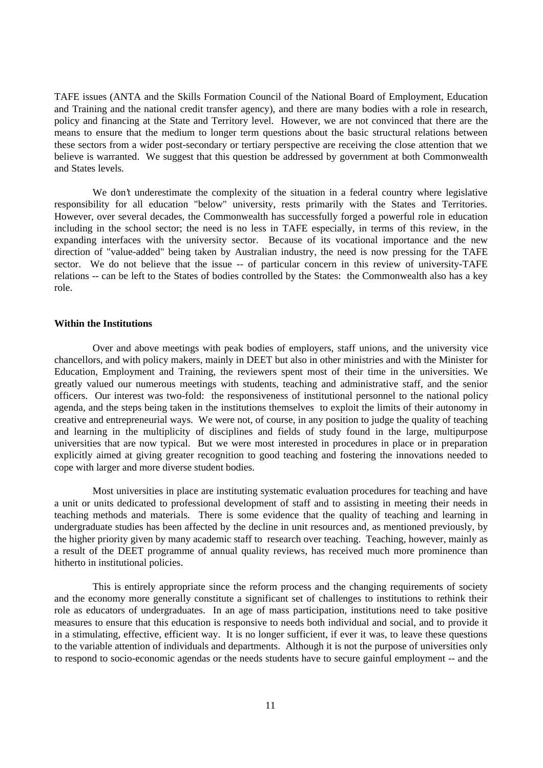TAFE issues (ANTA and the Skills Formation Council of the National Board of Employment, Education and Training and the national credit transfer agency), and there are many bodies with a role in research, policy and financing at the State and Territory level. However, we are not convinced that there are the means to ensure that the medium to longer term questions about the basic structural relations between these sectors from a wider post-secondary or tertiary perspective are receiving the close attention that we believe is warranted. We suggest that this question be addressed by government at both Commonwealth and States levels.

We don't underestimate the complexity of the situation in a federal country where legislative responsibility for all education "below" university, rests primarily with the States and Territories. However, over several decades, the Commonwealth has successfully forged a powerful role in education including in the school sector; the need is no less in TAFE especially, in terms of this review, in the expanding interfaces with the university sector. Because of its vocational importance and the new direction of "value-added" being taken by Australian industry, the need is now pressing for the TAFE sector. We do not believe that the issue -- of particular concern in this review of university-TAFE relations -- can be left to the States of bodies controlled by the States: the Commonwealth also has a key role.

**Within the Institutions**

Over and above meetings with peak bodies of employers, staff unions, and the university vice chancellors, and with policy makers, mainly in DEET but also in other ministries and with the Minister for Education, Employment and Training, the reviewers spent most of their time in the universities. We greatly valued our numerous meetings with students, teaching and administrative staff, and the senior officers. Our interest was two-fold: the responsiveness of institutional personnel to the national policy agenda, and the steps being taken in the institutions themselves to exploit the limits of their autonomy in creative and entrepreneurial ways. We were not, of course, in any position to judge the quality of teaching and learning in the multiplicity of disciplines and fields of study found in the large, multipurpose universities that are now typical. But we were most interested in procedures in place or in preparation explicitly aimed at giving greater recognition to good teaching and fostering the innovations needed to cope with larger and more diverse student bodies.

Most universities in place are instituting systematic evaluation procedures for teaching and have a unit or units dedicated to professional development of staff and to assisting in meeting their needs in teaching methods and materials. There is some evidence that the quality of teaching and learning in undergraduate studies has been affected by the decline in unit resources and, as mentioned previously, by the higher priority given by many academic staff to research over teaching. Teaching, however, mainly as a result of the DEET programme of annual quality reviews, has received much more prominence than hitherto in institutional policies.

This is entirely appropriate since the reform process and the changing requirements of society and the economy more generally constitute a significant set of challenges to institutions to rethink their role as educators of undergraduates. In an age of mass participation, institutions need to take positive measures to ensure that this education is responsive to needs both individual and social, and to provide it in a stimulating, effective, efficient way. It is no longer sufficient, if ever it was, to leave these questions to the variable attention of individuals and departments. Although it is not the purpose of universities only to respond to socio-economic agendas or the needs students have to secure gainful employment -- and the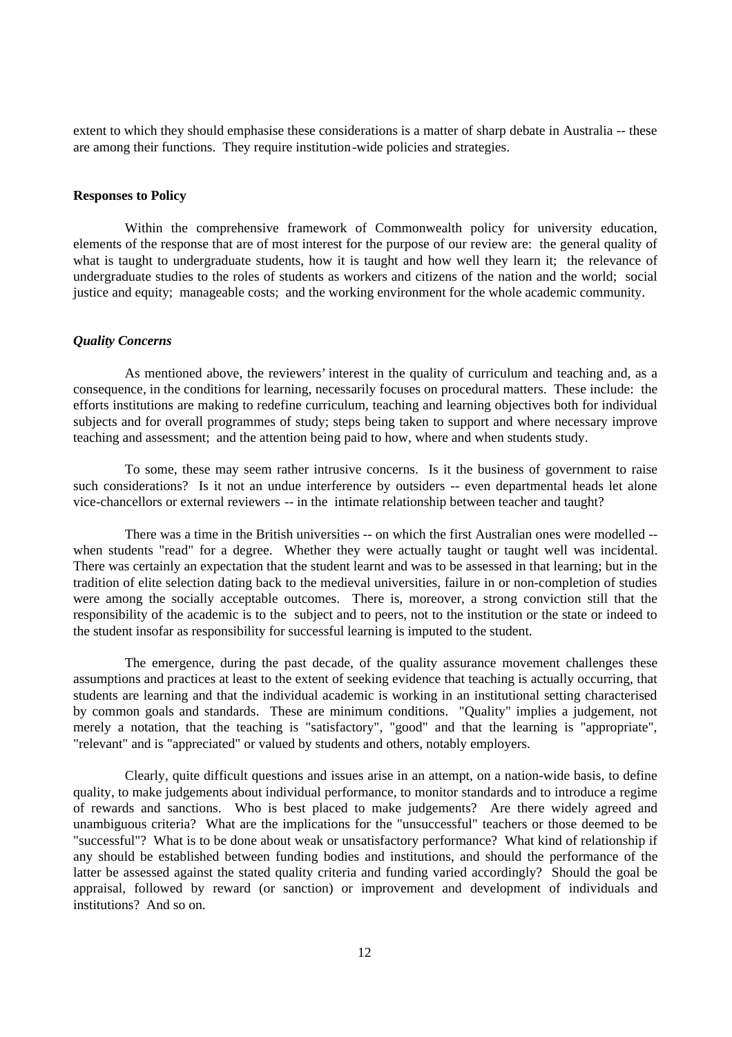extent to which they should emphasise these considerations is a matter of sharp debate in Australia -- these are among their functions. They require institution-wide policies and strategies.

**Responses to Policy**

Within the comprehensive framework of Commonwealth policy for university education, elements of the response that are of most interest for the purpose of our review are: the general quality of what is taught to undergraduate students, how it is taught and how well they learn it; the relevance of undergraduate studies to the roles of students as workers and citizens of the nation and the world; social justice and equity; manageable costs; and the working environment for the whole academic community.

***Quality Concerns***

As mentioned above, the reviewers' interest in the quality of curriculum and teaching and, as a consequence, in the conditions for learning, necessarily focuses on procedural matters. These include: the efforts institutions are making to redefine curriculum, teaching and learning objectives both for individual subjects and for overall programmes of study; steps being taken to support and where necessary improve teaching and assessment; and the attention being paid to how, where and when students study.

To some, these may seem rather intrusive concerns. Is it the business of government to raise such considerations? Is it not an undue interference by outsiders -- even departmental heads let alone vice-chancellors or external reviewers -- in the intimate relationship between teacher and taught?

There was a time in the British universities -- on which the first Australian ones were modelled -- when students "read" for a degree. Whether they were actually taught or taught well was incidental. There was certainly an expectation that the student learnt and was to be assessed in that learning; but in the tradition of elite selection dating back to the medieval universities, failure in or non-completion of studies were among the socially acceptable outcomes. There is, moreover, a strong conviction still that the responsibility of the academic is to the subject and to peers, not to the institution or the state or indeed to the student insofar as responsibility for successful learning is imputed to the student.

The emergence, during the past decade, of the quality assurance movement challenges these assumptions and practices at least to the extent of seeking evidence that teaching is actually occurring, that students are learning and that the individual academic is working in an institutional setting characterised by common goals and standards. These are minimum conditions. "Quality" implies a judgement, not merely a notation, that the teaching is "satisfactory", "good" and that the learning is "appropriate", "relevant" and is "appreciated" or valued by students and others, notably employers.

Clearly, quite difficult questions and issues arise in an attempt, on a nation-wide basis, to define quality, to make judgements about individual performance, to monitor standards and to introduce a regime of rewards and sanctions. Who is best placed to make judgements? Are there widely agreed and unambiguous criteria? What are the implications for the "unsuccessful" teachers or those deemed to be "successful"? What is to be done about weak or unsatisfactory performance? What kind of relationship if any should be established between funding bodies and institutions, and should the performance of the latter be assessed against the stated quality criteria and funding varied accordingly? Should the goal be appraisal, followed by reward (or sanction) or improvement and development of individuals and institutions? And so on.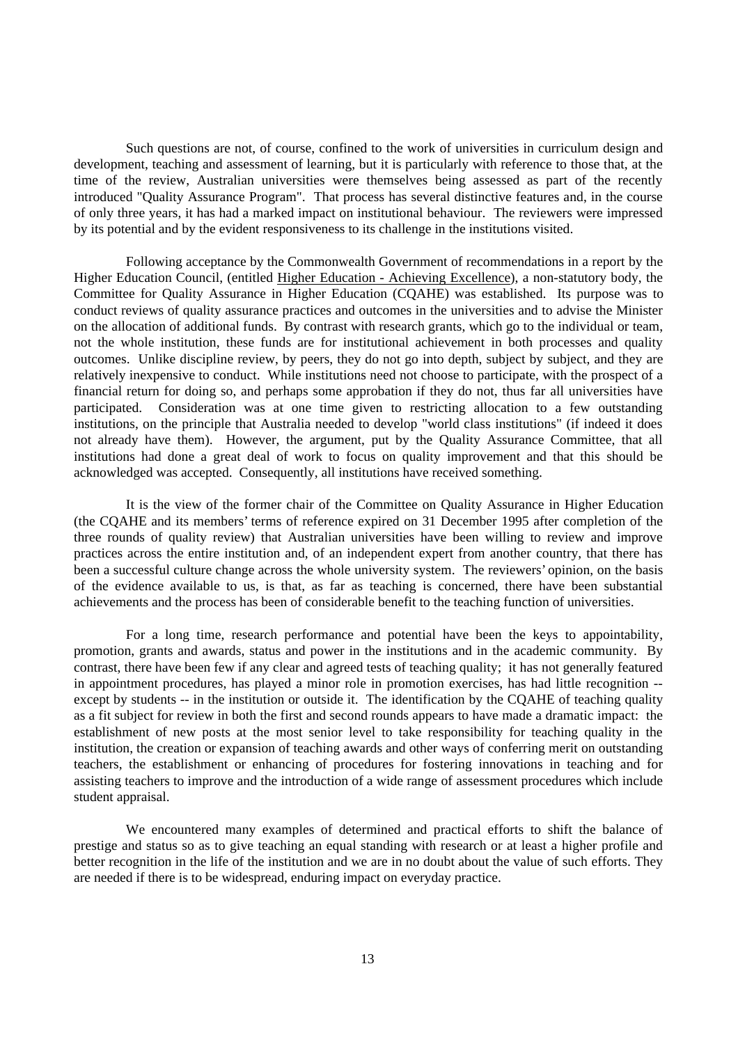Such questions are not, of course, confined to the work of universities in curriculum design and development, teaching and assessment of learning, but it is particularly with reference to those that, at the time of the review, Australian universities were themselves being assessed as part of the recently introduced "Quality Assurance Program". That process has several distinctive features and, in the course of only three years, it has had a marked impact on institutional behaviour. The reviewers were impressed by its potential and by the evident responsiveness to its challenge in the institutions visited.

Following acceptance by the Commonwealth Government of recommendations in a report by the Higher Education Council, (entitled Higher Education - Achieving Excellence), a non-statutory body, the Committee for Quality Assurance in Higher Education (CQAHE) was established. Its purpose was to conduct reviews of quality assurance practices and outcomes in the universities and to advise the Minister on the allocation of additional funds. By contrast with research grants, which go to the individual or team, not the whole institution, these funds are for institutional achievement in both processes and quality outcomes. Unlike discipline review, by peers, they do not go into depth, subject by subject, and they are relatively inexpensive to conduct. While institutions need not choose to participate, with the prospect of a financial return for doing so, and perhaps some approbation if they do not, thus far all universities have participated. Consideration was at one time given to restricting allocation to a few outstanding institutions, on the principle that Australia needed to develop "world class institutions" (if indeed it does not already have them). However, the argument, put by the Quality Assurance Committee, that all institutions had done a great deal of work to focus on quality improvement and that this should be acknowledged was accepted. Consequently, all institutions have received something.

It is the view of the former chair of the Committee on Quality Assurance in Higher Education (the CQAHE and its members' terms of reference expired on 31 December 1995 after completion of the three rounds of quality review) that Australian universities have been willing to review and improve practices across the entire institution and, of an independent expert from another country, that there has been a successful culture change across the whole university system. The reviewers' opinion, on the basis of the evidence available to us, is that, as far as teaching is concerned, there have been substantial achievements and the process has been of considerable benefit to the teaching function of universities.

For a long time, research performance and potential have been the keys to appointability, promotion, grants and awards, status and power in the institutions and in the academic community. By contrast, there have been few if any clear and agreed tests of teaching quality; it has not generally featured in appointment procedures, has played a minor role in promotion exercises, has had little recognition -- except by students -- in the institution or outside it. The identification by the CQAHE of teaching quality as a fit subject for review in both the first and second rounds appears to have made a dramatic impact: the establishment of new posts at the most senior level to take responsibility for teaching quality in the institution, the creation or expansion of teaching awards and other ways of conferring merit on outstanding teachers, the establishment or enhancing of procedures for fostering innovations in teaching and for assisting teachers to improve and the introduction of a wide range of assessment procedures which include student appraisal.

We encountered many examples of determined and practical efforts to shift the balance of prestige and status so as to give teaching an equal standing with research or at least a higher profile and better recognition in the life of the institution and we are in no doubt about the value of such efforts. They are needed if there is to be widespread, enduring impact on everyday practice.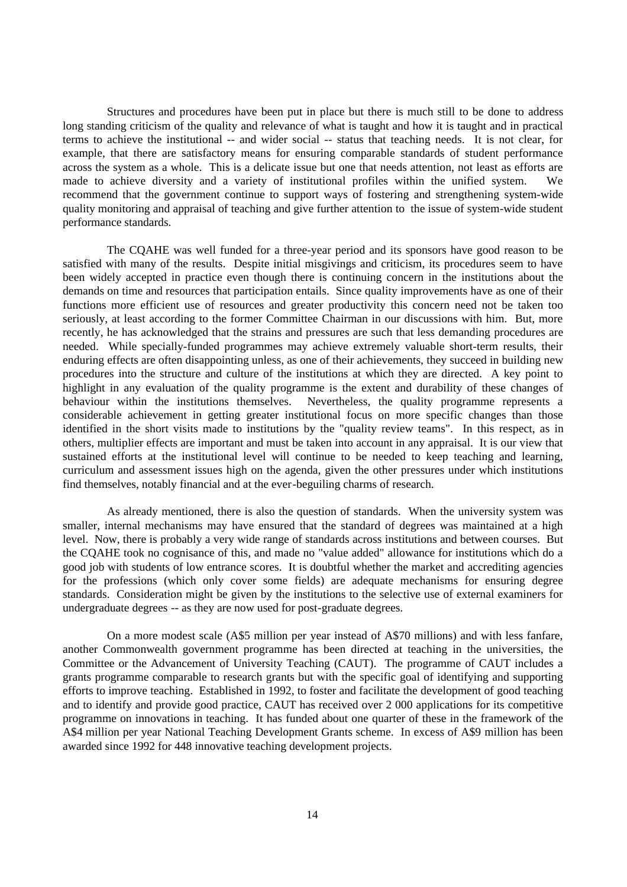Structures and procedures have been put in place but there is much still to be done to address long standing criticism of the quality and relevance of what is taught and how it is taught and in practical terms to achieve the institutional -- and wider social -- status that teaching needs. It is not clear, for example, that there are satisfactory means for ensuring comparable standards of student performance across the system as a whole. This is a delicate issue but one that needs attention, not least as efforts are made to achieve diversity and a variety of institutional profiles within the unified system. We recommend that the government continue to support ways of fostering and strengthening system-wide quality monitoring and appraisal of teaching and give further attention to the issue of system-wide student performance standards.

The CQAHE was well funded for a three-year period and its sponsors have good reason to be satisfied with many of the results. Despite initial misgivings and criticism, its procedures seem to have been widely accepted in practice even though there is continuing concern in the institutions about the demands on time and resources that participation entails. Since quality improvements have as one of their functions more efficient use of resources and greater productivity this concern need not be taken too seriously, at least according to the former Committee Chairman in our discussions with him. But, more recently, he has acknowledged that the strains and pressures are such that less demanding procedures are needed. While specially-funded programmes may achieve extremely valuable short-term results, their enduring effects are often disappointing unless, as one of their achievements, they succeed in building new procedures into the structure and culture of the institutions at which they are directed. A key point to highlight in any evaluation of the quality programme is the extent and durability of these changes of behaviour within the institutions themselves. Nevertheless, the quality programme represents a considerable achievement in getting greater institutional focus on more specific changes than those identified in the short visits made to institutions by the "quality review teams". In this respect, as in others, multiplier effects are important and must be taken into account in any appraisal. It is our view that sustained efforts at the institutional level will continue to be needed to keep teaching and learning, curriculum and assessment issues high on the agenda, given the other pressures under which institutions find themselves, notably financial and at the ever-beguiling charms of research.

As already mentioned, there is also the question of standards. When the university system was smaller, internal mechanisms may have ensured that the standard of degrees was maintained at a high level. Now, there is probably a very wide range of standards across institutions and between courses. But the CQAHE took no cognisance of this, and made no "value added" allowance for institutions which do a good job with students of low entrance scores. It is doubtful whether the market and accrediting agencies for the professions (which only cover some fields) are adequate mechanisms for ensuring degree standards. Consideration might be given by the institutions to the selective use of external examiners for undergraduate degrees -- as they are now used for post-graduate degrees.

On a more modest scale (A$5 million per year instead of A$70 millions) and with less fanfare, another Commonwealth government programme has been directed at teaching in the universities, the Committee or the Advancement of University Teaching (CAUT). The programme of CAUT includes a grants programme comparable to research grants but with the specific goal of identifying and supporting efforts to improve teaching. Established in 1992, to foster and facilitate the development of good teaching and to identify and provide good practice, CAUT has received over 2 000 applications for its competitive programme on innovations in teaching. It has funded about one quarter of these in the framework of the A$4 million per year National Teaching Development Grants scheme. In excess of A$9 million has been awarded since 1992 for 448 innovative teaching development projects.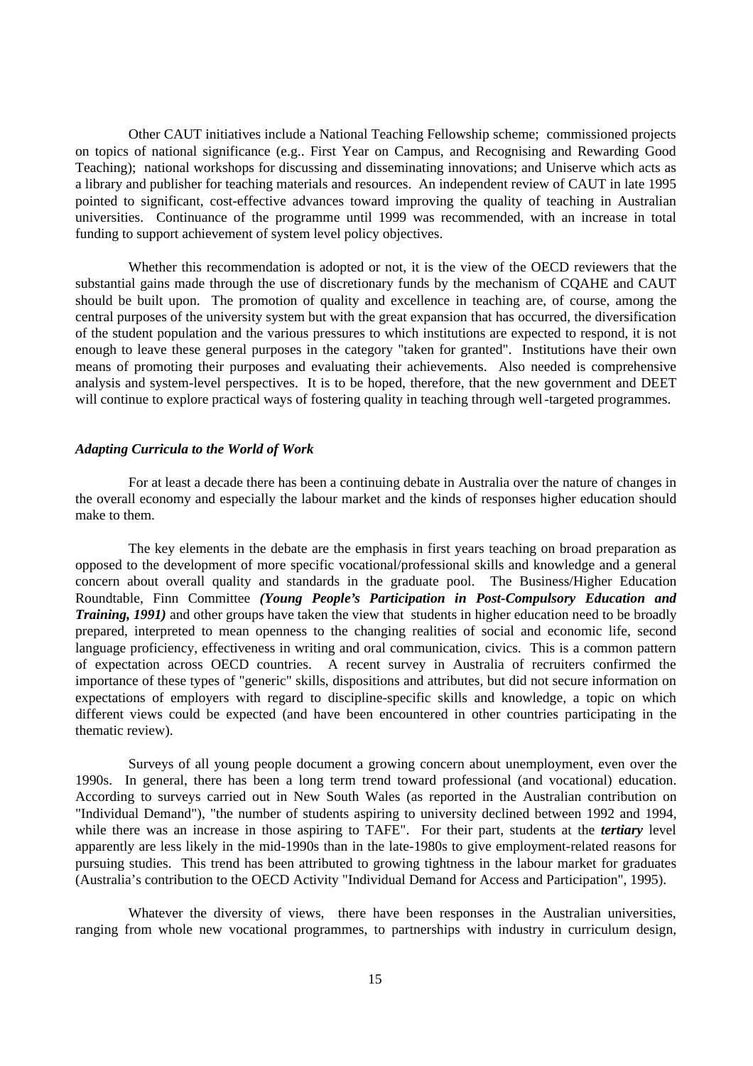Other CAUT initiatives include a National Teaching Fellowship scheme; commissioned projects on topics of national significance (e.g.. First Year on Campus, and Recognising and Rewarding Good Teaching); national workshops for discussing and disseminating innovations; and Uniserve which acts as a library and publisher for teaching materials and resources. An independent review of CAUT in late 1995 pointed to significant, cost-effective advances toward improving the quality of teaching in Australian universities. Continuance of the programme until 1999 was recommended, with an increase in total funding to support achievement of system level policy objectives.

Whether this recommendation is adopted or not, it is the view of the OECD reviewers that the substantial gains made through the use of discretionary funds by the mechanism of CQAHE and CAUT should be built upon. The promotion of quality and excellence in teaching are, of course, among the central purposes of the university system but with the great expansion that has occurred, the diversification of the student population and the various pressures to which institutions are expected to respond, it is not enough to leave these general purposes in the category "taken for granted". Institutions have their own means of promoting their purposes and evaluating their achievements. Also needed is comprehensive analysis and system-level perspectives. It is to be hoped, therefore, that the new government and DEET will continue to explore practical ways of fostering quality in teaching through well-targeted programmes.

### *Adapting Curricula to the World of Work*

For at least a decade there has been a continuing debate in Australia over the nature of changes in the overall economy and especially the labour market and the kinds of responses higher education should make to them.

The key elements in the debate are the emphasis in first years teaching on broad preparation as opposed to the development of more specific vocational/professional skills and knowledge and a general concern about overall quality and standards in the graduate pool. The Business/Higher Education Roundtable, Finn Committee ***(Young People's Participation in Post-Compulsory Education and Training, 1991)*** and other groups have taken the view that students in higher education need to be broadly prepared, interpreted to mean openness to the changing realities of social and economic life, second language proficiency, effectiveness in writing and oral communication, civics. This is a common pattern of expectation across OECD countries. A recent survey in Australia of recruiters confirmed the importance of these types of "generic" skills, dispositions and attributes, but did not secure information on expectations of employers with regard to discipline-specific skills and knowledge, a topic on which different views could be expected (and have been encountered in other countries participating in the thematic review).

Surveys of all young people document a growing concern about unemployment, even over the 1990s. In general, there has been a long term trend toward professional (and vocational) education. According to surveys carried out in New South Wales (as reported in the Australian contribution on "Individual Demand"), "the number of students aspiring to university declined between 1992 and 1994, while there was an increase in those aspiring to TAFE". For their part, students at the ***tertiary*** level apparently are less likely in the mid-1990s than in the late-1980s to give employment-related reasons for pursuing studies. This trend has been attributed to growing tightness in the labour market for graduates (Australia's contribution to the OECD Activity "Individual Demand for Access and Participation", 1995).

Whatever the diversity of views, there have been responses in the Australian universities, ranging from whole new vocational programmes, to partnerships with industry in curriculum design,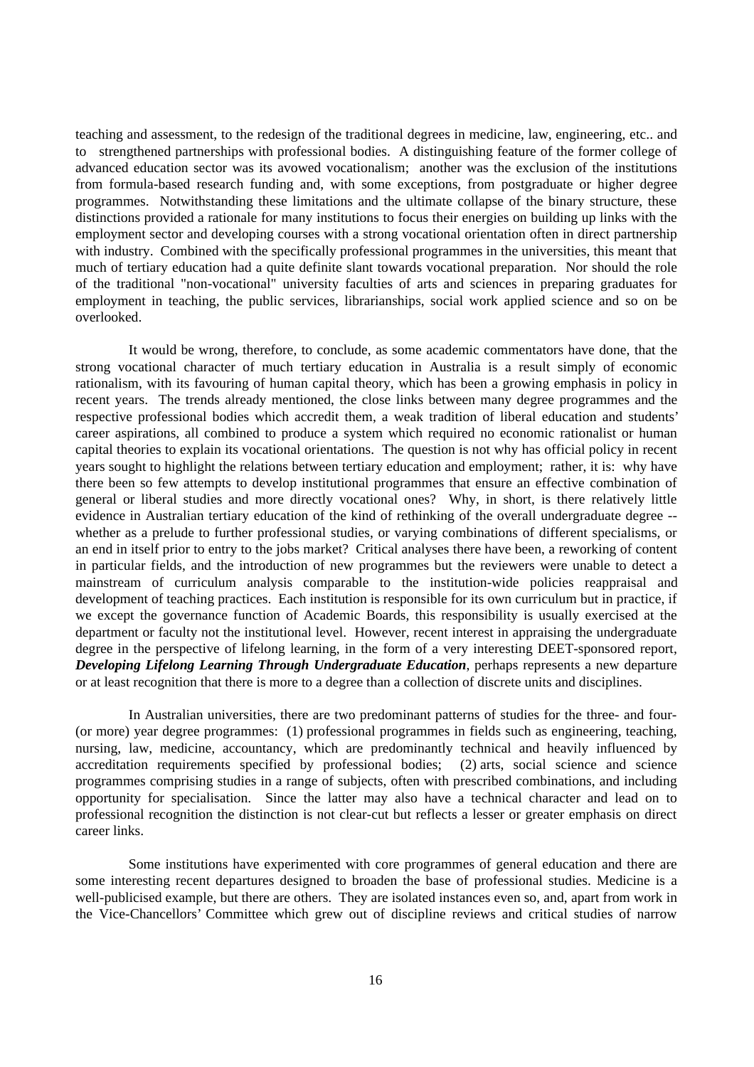teaching and assessment, to the redesign of the traditional degrees in medicine, law, engineering, etc.. and to strengthened partnerships with professional bodies. A distinguishing feature of the former college of advanced education sector was its avowed vocationalism; another was the exclusion of the institutions from formula-based research funding and, with some exceptions, from postgraduate or higher degree programmes. Notwithstanding these limitations and the ultimate collapse of the binary structure, these distinctions provided a rationale for many institutions to focus their energies on building up links with the employment sector and developing courses with a strong vocational orientation often in direct partnership with industry. Combined with the specifically professional programmes in the universities, this meant that much of tertiary education had a quite definite slant towards vocational preparation. Nor should the role of the traditional "non-vocational" university faculties of arts and sciences in preparing graduates for employment in teaching, the public services, librarianships, social work applied science and so on be overlooked.

It would be wrong, therefore, to conclude, as some academic commentators have done, that the strong vocational character of much tertiary education in Australia is a result simply of economic rationalism, with its favouring of human capital theory, which has been a growing emphasis in policy in recent years. The trends already mentioned, the close links between many degree programmes and the respective professional bodies which accredit them, a weak tradition of liberal education and students' career aspirations, all combined to produce a system which required no economic rationalist or human capital theories to explain its vocational orientations. The question is not why has official policy in recent years sought to highlight the relations between tertiary education and employment; rather, it is: why have there been so few attempts to develop institutional programmes that ensure an effective combination of general or liberal studies and more directly vocational ones? Why, in short, is there relatively little evidence in Australian tertiary education of the kind of rethinking of the overall undergraduate degree -- whether as a prelude to further professional studies, or varying combinations of different specialisms, or an end in itself prior to entry to the jobs market? Critical analyses there have been, a reworking of content in particular fields, and the introduction of new programmes but the reviewers were unable to detect a mainstream of curriculum analysis comparable to the institution-wide policies reappraisal and development of teaching practices. Each institution is responsible for its own curriculum but in practice, if we except the governance function of Academic Boards, this responsibility is usually exercised at the department or faculty not the institutional level. However, recent interest in appraising the undergraduate degree in the perspective of lifelong learning, in the form of a very interesting DEET-sponsored report, ***Developing Lifelong Learning Through Undergraduate Education***, perhaps represents a new departure or at least recognition that there is more to a degree than a collection of discrete units and disciplines.

In Australian universities, there are two predominant patterns of studies for the three- and four- (or more) year degree programmes: (1) professional programmes in fields such as engineering, teaching, nursing, law, medicine, accountancy, which are predominantly technical and heavily influenced by accreditation requirements specified by professional bodies; (2) arts, social science and science programmes comprising studies in a range of subjects, often with prescribed combinations, and including opportunity for specialisation. Since the latter may also have a technical character and lead on to professional recognition the distinction is not clear-cut but reflects a lesser or greater emphasis on direct career links.

Some institutions have experimented with core programmes of general education and there are some interesting recent departures designed to broaden the base of professional studies. Medicine is a well-publicised example, but there are others. They are isolated instances even so, and, apart from work in the Vice-Chancellors' Committee which grew out of discipline reviews and critical studies of narrow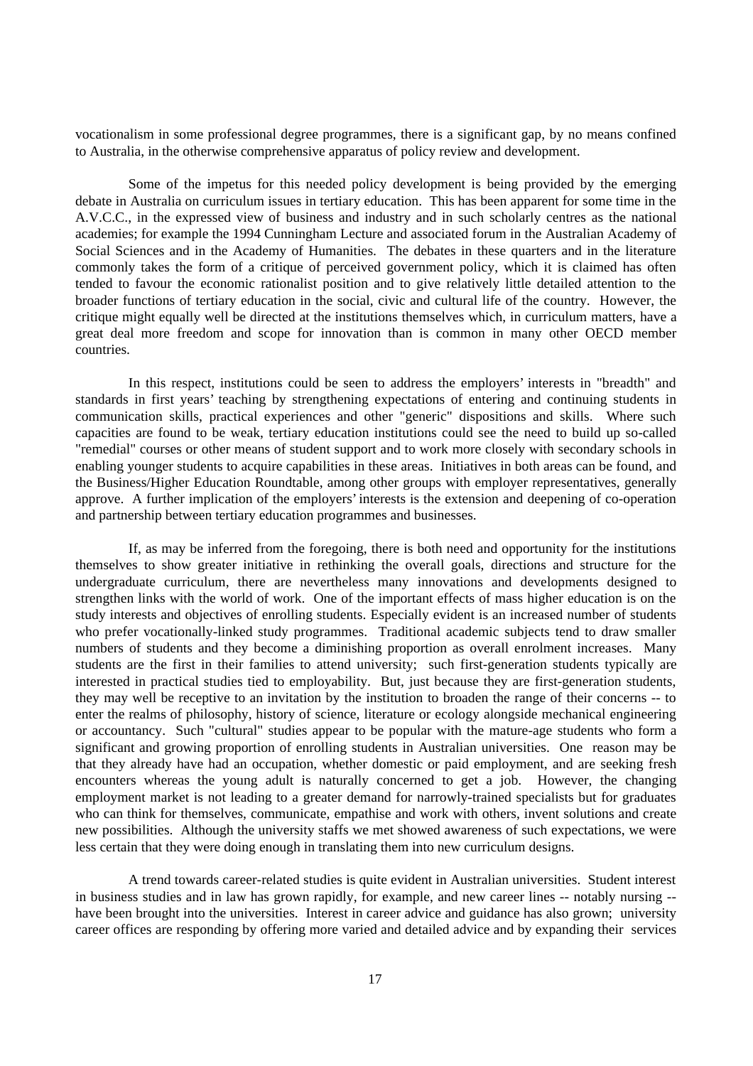vocationalism in some professional degree programmes, there is a significant gap, by no means confined to Australia, in the otherwise comprehensive apparatus of policy review and development.

Some of the impetus for this needed policy development is being provided by the emerging debate in Australia on curriculum issues in tertiary education. This has been apparent for some time in the A.V.C.C., in the expressed view of business and industry and in such scholarly centres as the national academies; for example the 1994 Cunningham Lecture and associated forum in the Australian Academy of Social Sciences and in the Academy of Humanities. The debates in these quarters and in the literature commonly takes the form of a critique of perceived government policy, which it is claimed has often tended to favour the economic rationalist position and to give relatively little detailed attention to the broader functions of tertiary education in the social, civic and cultural life of the country. However, the critique might equally well be directed at the institutions themselves which, in curriculum matters, have a great deal more freedom and scope for innovation than is common in many other OECD member countries.

In this respect, institutions could be seen to address the employers' interests in "breadth" and standards in first years' teaching by strengthening expectations of entering and continuing students in communication skills, practical experiences and other "generic" dispositions and skills. Where such capacities are found to be weak, tertiary education institutions could see the need to build up so-called "remedial" courses or other means of student support and to work more closely with secondary schools in enabling younger students to acquire capabilities in these areas. Initiatives in both areas can be found, and the Business/Higher Education Roundtable, among other groups with employer representatives, generally approve. A further implication of the employers' interests is the extension and deepening of co-operation and partnership between tertiary education programmes and businesses.

If, as may be inferred from the foregoing, there is both need and opportunity for the institutions themselves to show greater initiative in rethinking the overall goals, directions and structure for the undergraduate curriculum, there are nevertheless many innovations and developments designed to strengthen links with the world of work. One of the important effects of mass higher education is on the study interests and objectives of enrolling students. Especially evident is an increased number of students who prefer vocationally-linked study programmes. Traditional academic subjects tend to draw smaller numbers of students and they become a diminishing proportion as overall enrolment increases. Many students are the first in their families to attend university; such first-generation students typically are interested in practical studies tied to employability. But, just because they are first-generation students, they may well be receptive to an invitation by the institution to broaden the range of their concerns -- to enter the realms of philosophy, history of science, literature or ecology alongside mechanical engineering or accountancy. Such "cultural" studies appear to be popular with the mature-age students who form a significant and growing proportion of enrolling students in Australian universities. One reason may be that they already have had an occupation, whether domestic or paid employment, and are seeking fresh encounters whereas the young adult is naturally concerned to get a job. However, the changing employment market is not leading to a greater demand for narrowly-trained specialists but for graduates who can think for themselves, communicate, empathise and work with others, invent solutions and create new possibilities. Although the university staffs we met showed awareness of such expectations, we were less certain that they were doing enough in translating them into new curriculum designs.

A trend towards career-related studies is quite evident in Australian universities. Student interest in business studies and in law has grown rapidly, for example, and new career lines -- notably nursing -- have been brought into the universities. Interest in career advice and guidance has also grown; university career offices are responding by offering more varied and detailed advice and by expanding their services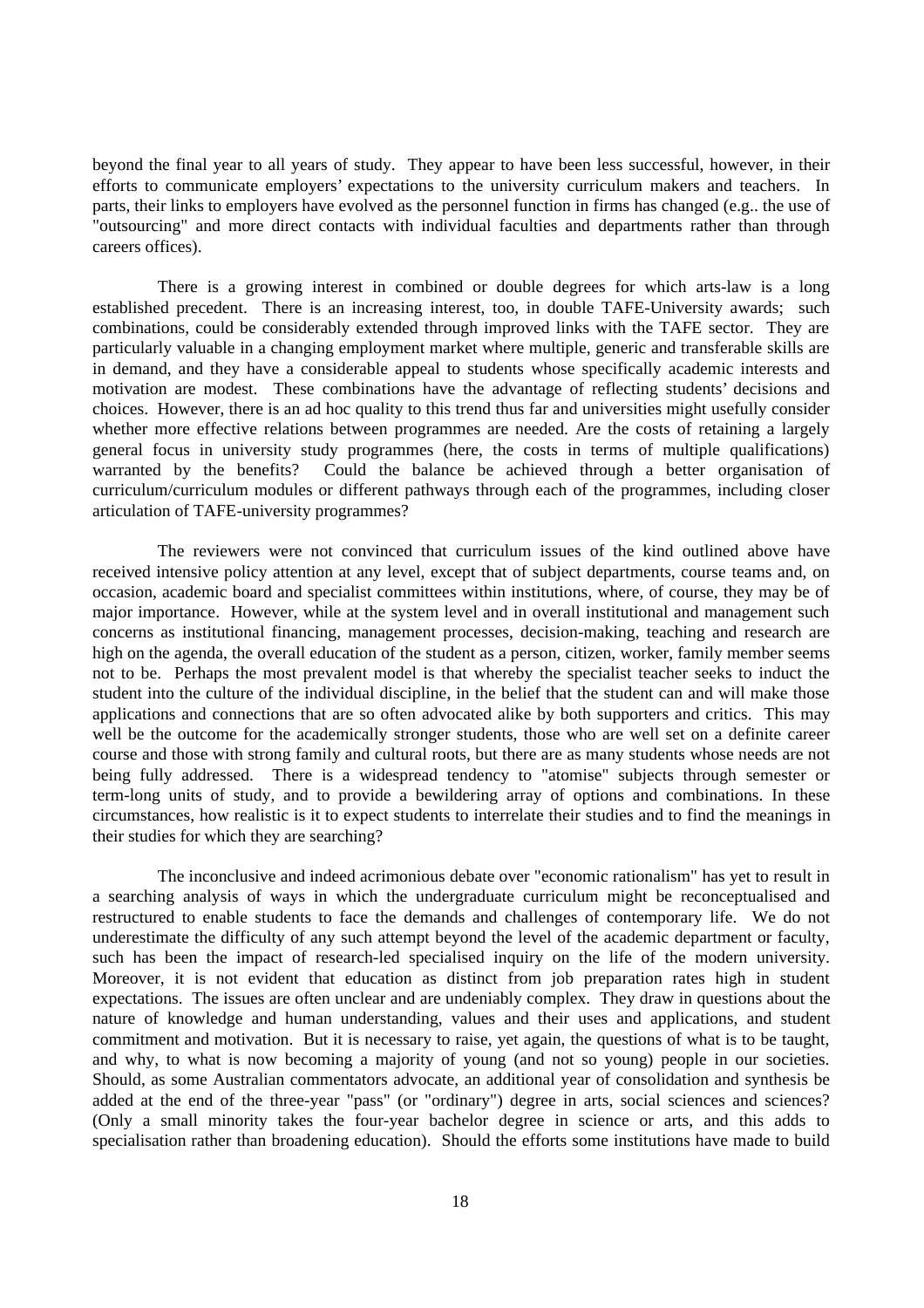beyond the final year to all years of study. They appear to have been less successful, however, in their efforts to communicate employers' expectations to the university curriculum makers and teachers. In parts, their links to employers have evolved as the personnel function in firms has changed (e.g.. the use of "outsourcing" and more direct contacts with individual faculties and departments rather than through careers offices).

There is a growing interest in combined or double degrees for which arts-law is a long established precedent. There is an increasing interest, too, in double TAFE-University awards; such combinations, could be considerably extended through improved links with the TAFE sector. They are particularly valuable in a changing employment market where multiple, generic and transferable skills are in demand, and they have a considerable appeal to students whose specifically academic interests and motivation are modest. These combinations have the advantage of reflecting students' decisions and choices. However, there is an ad hoc quality to this trend thus far and universities might usefully consider whether more effective relations between programmes are needed. Are the costs of retaining a largely general focus in university study programmes (here, the costs in terms of multiple qualifications) warranted by the benefits? Could the balance be achieved through a better organisation of curriculum/curriculum modules or different pathways through each of the programmes, including closer articulation of TAFE-university programmes?

The reviewers were not convinced that curriculum issues of the kind outlined above have received intensive policy attention at any level, except that of subject departments, course teams and, on occasion, academic board and specialist committees within institutions, where, of course, they may be of major importance. However, while at the system level and in overall institutional and management such concerns as institutional financing, management processes, decision-making, teaching and research are high on the agenda, the overall education of the student as a person, citizen, worker, family member seems not to be. Perhaps the most prevalent model is that whereby the specialist teacher seeks to induct the student into the culture of the individual discipline, in the belief that the student can and will make those applications and connections that are so often advocated alike by both supporters and critics. This may well be the outcome for the academically stronger students, those who are well set on a definite career course and those with strong family and cultural roots, but there are as many students whose needs are not being fully addressed. There is a widespread tendency to "atomise" subjects through semester or term-long units of study, and to provide a bewildering array of options and combinations. In these circumstances, how realistic is it to expect students to interrelate their studies and to find the meanings in their studies for which they are searching?

The inconclusive and indeed acrimonious debate over "economic rationalism" has yet to result in a searching analysis of ways in which the undergraduate curriculum might be reconceptualised and restructured to enable students to face the demands and challenges of contemporary life. We do not underestimate the difficulty of any such attempt beyond the level of the academic department or faculty, such has been the impact of research-led specialised inquiry on the life of the modern university. Moreover, it is not evident that education as distinct from job preparation rates high in student expectations. The issues are often unclear and are undeniably complex. They draw in questions about the nature of knowledge and human understanding, values and their uses and applications, and student commitment and motivation. But it is necessary to raise, yet again, the questions of what is to be taught, and why, to what is now becoming a majority of young (and not so young) people in our societies. Should, as some Australian commentators advocate, an additional year of consolidation and synthesis be added at the end of the three-year "pass" (or "ordinary") degree in arts, social sciences and sciences? (Only a small minority takes the four-year bachelor degree in science or arts, and this adds to specialisation rather than broadening education). Should the efforts some institutions have made to build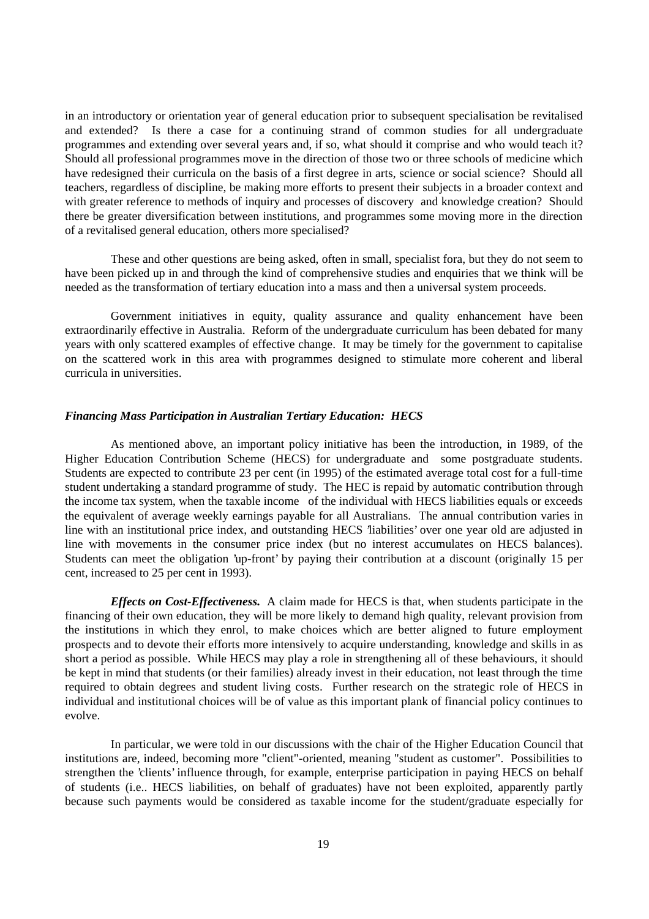in an introductory or orientation year of general education prior to subsequent specialisation be revitalised and extended? Is there a case for a continuing strand of common studies for all undergraduate programmes and extending over several years and, if so, what should it comprise and who would teach it? Should all professional programmes move in the direction of those two or three schools of medicine which have redesigned their curricula on the basis of a first degree in arts, science or social science? Should all teachers, regardless of discipline, be making more efforts to present their subjects in a broader context and with greater reference to methods of inquiry and processes of discovery and knowledge creation? Should there be greater diversification between institutions, and programmes some moving more in the direction of a revitalised general education, others more specialised?

These and other questions are being asked, often in small, specialist fora, but they do not seem to have been picked up in and through the kind of comprehensive studies and enquiries that we think will be needed as the transformation of tertiary education into a mass and then a universal system proceeds.

Government initiatives in equity, quality assurance and quality enhancement have been extraordinarily effective in Australia. Reform of the undergraduate curriculum has been debated for many years with only scattered examples of effective change. It may be timely for the government to capitalise on the scattered work in this area with programmes designed to stimulate more coherent and liberal curricula in universities.

### *Financing Mass Participation in Australian Tertiary Education: HECS*

As mentioned above, an important policy initiative has been the introduction, in 1989, of the Higher Education Contribution Scheme (HECS) for undergraduate and some postgraduate students. Students are expected to contribute 23 per cent (in 1995) of the estimated average total cost for a full-time student undertaking a standard programme of study. The HEC is repaid by automatic contribution through the income tax system, when the taxable income of the individual with HECS liabilities equals or exceeds the equivalent of average weekly earnings payable for all Australians. The annual contribution varies in line with an institutional price index, and outstanding HECS 'liabilities' over one year old are adjusted in line with movements in the consumer price index (but no interest accumulates on HECS balances). Students can meet the obligation 'up-front' by paying their contribution at a discount (originally 15 per cent, increased to 25 per cent in 1993).

***Effects on Cost-Effectiveness.*** A claim made for HECS is that, when students participate in the financing of their own education, they will be more likely to demand high quality, relevant provision from the institutions in which they enrol, to make choices which are better aligned to future employment prospects and to devote their efforts more intensively to acquire understanding, knowledge and skills in as short a period as possible. While HECS may play a role in strengthening all of these behaviours, it should be kept in mind that students (or their families) already invest in their education, not least through the time required to obtain degrees and student living costs. Further research on the strategic role of HECS in individual and institutional choices will be of value as this important plank of financial policy continues to evolve.

In particular, we were told in our discussions with the chair of the Higher Education Council that institutions are, indeed, becoming more "client"-oriented, meaning "student as customer". Possibilities to strengthen the 'clients' influence through, for example, enterprise participation in paying HECS on behalf of students (i.e.. HECS liabilities, on behalf of graduates) have not been exploited, apparently partly because such payments would be considered as taxable income for the student/graduate especially for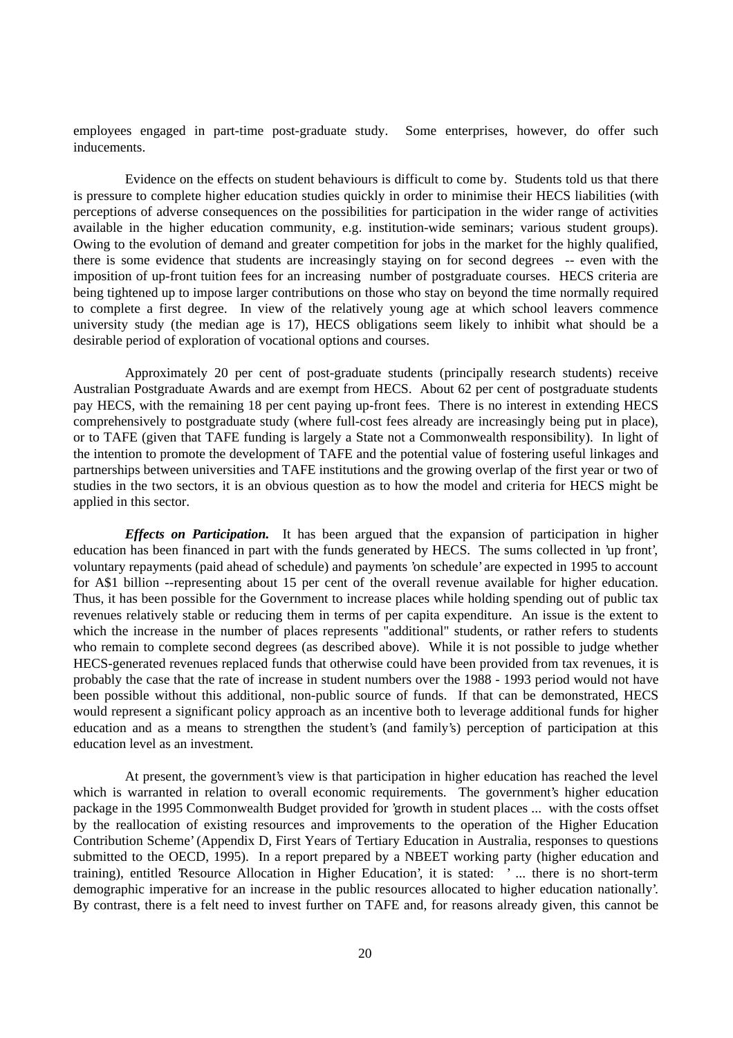employees engaged in part-time post-graduate study. Some enterprises, however, do offer such inducements.

Evidence on the effects on student behaviours is difficult to come by. Students told us that there is pressure to complete higher education studies quickly in order to minimise their HECS liabilities (with perceptions of adverse consequences on the possibilities for participation in the wider range of activities available in the higher education community, e.g. institution-wide seminars; various student groups). Owing to the evolution of demand and greater competition for jobs in the market for the highly qualified, there is some evidence that students are increasingly staying on for second degrees -- even with the imposition of up-front tuition fees for an increasing number of postgraduate courses. HECS criteria are being tightened up to impose larger contributions on those who stay on beyond the time normally required to complete a first degree. In view of the relatively young age at which school leavers commence university study (the median age is 17), HECS obligations seem likely to inhibit what should be a desirable period of exploration of vocational options and courses.

Approximately 20 per cent of post-graduate students (principally research students) receive Australian Postgraduate Awards and are exempt from HECS. About 62 per cent of postgraduate students pay HECS, with the remaining 18 per cent paying up-front fees. There is no interest in extending HECS comprehensively to postgraduate study (where full-cost fees already are increasingly being put in place), or to TAFE (given that TAFE funding is largely a State not a Commonwealth responsibility). In light of the intention to promote the development of TAFE and the potential value of fostering useful linkages and partnerships between universities and TAFE institutions and the growing overlap of the first year or two of studies in the two sectors, it is an obvious question as to how the model and criteria for HECS might be applied in this sector.

***Effects on Participation.*** It has been argued that the expansion of participation in higher education has been financed in part with the funds generated by HECS. The sums collected in 'up front', voluntary repayments (paid ahead of schedule) and payments 'on schedule' are expected in 1995 to account for A$1 billion --representing about 15 per cent of the overall revenue available for higher education. Thus, it has been possible for the Government to increase places while holding spending out of public tax revenues relatively stable or reducing them in terms of per capita expenditure. An issue is the extent to which the increase in the number of places represents "additional" students, or rather refers to students who remain to complete second degrees (as described above). While it is not possible to judge whether HECS-generated revenues replaced funds that otherwise could have been provided from tax revenues, it is probably the case that the rate of increase in student numbers over the 1988 - 1993 period would not have been possible without this additional, non-public source of funds. If that can be demonstrated, HECS would represent a significant policy approach as an incentive both to leverage additional funds for higher education and as a means to strengthen the student's (and family's) perception of participation at this education level as an investment.

At present, the government's view is that participation in higher education has reached the level which is warranted in relation to overall economic requirements. The government's higher education package in the 1995 Commonwealth Budget provided for 'growth in student places ... with the costs offset by the reallocation of existing resources and improvements to the operation of the Higher Education Contribution Scheme' (Appendix D, First Years of Tertiary Education in Australia, responses to questions submitted to the OECD, 1995). In a report prepared by a NBEET working party (higher education and training), entitled 'Resource Allocation in Higher Education', it is stated: ' ... there is no short-term demographic imperative for an increase in the public resources allocated to higher education nationally'. By contrast, there is a felt need to invest further on TAFE and, for reasons already given, this cannot be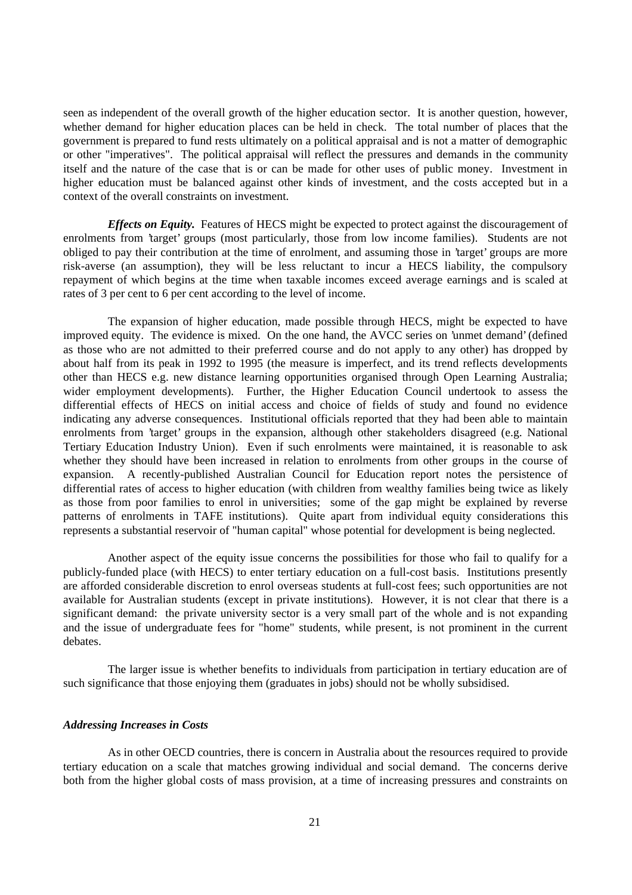seen as independent of the overall growth of the higher education sector. It is another question, however, whether demand for higher education places can be held in check. The total number of places that the government is prepared to fund rests ultimately on a political appraisal and is not a matter of demographic or other "imperatives". The political appraisal will reflect the pressures and demands in the community itself and the nature of the case that is or can be made for other uses of public money. Investment in higher education must be balanced against other kinds of investment, and the costs accepted but in a context of the overall constraints on investment.

***Effects on Equity.*** Features of HECS might be expected to protect against the discouragement of enrolments from 'target' groups (most particularly, those from low income families). Students are not obliged to pay their contribution at the time of enrolment, and assuming those in 'target' groups are more risk-averse (an assumption), they will be less reluctant to incur a HECS liability, the compulsory repayment of which begins at the time when taxable incomes exceed average earnings and is scaled at rates of 3 per cent to 6 per cent according to the level of income.

The expansion of higher education, made possible through HECS, might be expected to have improved equity. The evidence is mixed. On the one hand, the AVCC series on 'unmet demand' (defined as those who are not admitted to their preferred course and do not apply to any other) has dropped by about half from its peak in 1992 to 1995 (the measure is imperfect, and its trend reflects developments other than HECS e.g. new distance learning opportunities organised through Open Learning Australia; wider employment developments). Further, the Higher Education Council undertook to assess the differential effects of HECS on initial access and choice of fields of study and found no evidence indicating any adverse consequences. Institutional officials reported that they had been able to maintain enrolments from 'target' groups in the expansion, although other stakeholders disagreed (e.g. National Tertiary Education Industry Union). Even if such enrolments were maintained, it is reasonable to ask whether they should have been increased in relation to enrolments from other groups in the course of expansion. A recently-published Australian Council for Education report notes the persistence of differential rates of access to higher education (with children from wealthy families being twice as likely as those from poor families to enrol in universities; some of the gap might be explained by reverse patterns of enrolments in TAFE institutions). Quite apart from individual equity considerations this represents a substantial reservoir of "human capital" whose potential for development is being neglected.

Another aspect of the equity issue concerns the possibilities for those who fail to qualify for a publicly-funded place (with HECS) to enter tertiary education on a full-cost basis. Institutions presently are afforded considerable discretion to enrol overseas students at full-cost fees; such opportunities are not available for Australian students (except in private institutions). However, it is not clear that there is a significant demand: the private university sector is a very small part of the whole and is not expanding and the issue of undergraduate fees for "home" students, while present, is not prominent in the current debates.

The larger issue is whether benefits to individuals from participation in tertiary education are of such significance that those enjoying them (graduates in jobs) should not be wholly subsidised.

### *Addressing Increases in Costs*

As in other OECD countries, there is concern in Australia about the resources required to provide tertiary education on a scale that matches growing individual and social demand. The concerns derive both from the higher global costs of mass provision, at a time of increasing pressures and constraints on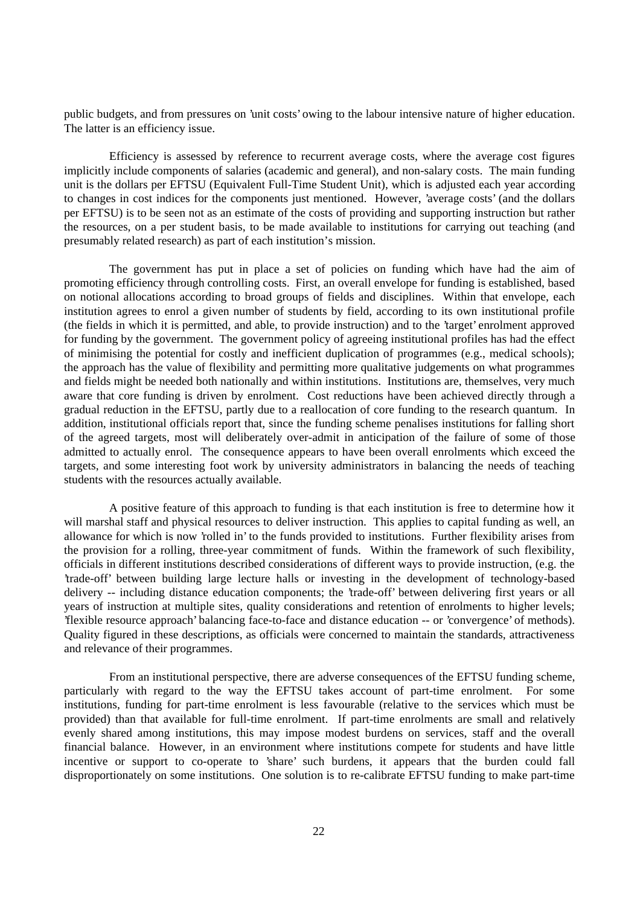public budgets, and from pressures on 'unit costs' owing to the labour intensive nature of higher education. The latter is an efficiency issue.

Efficiency is assessed by reference to recurrent average costs, where the average cost figures implicitly include components of salaries (academic and general), and non-salary costs. The main funding unit is the dollars per EFTSU (Equivalent Full-Time Student Unit), which is adjusted each year according to changes in cost indices for the components just mentioned. However, 'average costs' (and the dollars per EFTSU) is to be seen not as an estimate of the costs of providing and supporting instruction but rather the resources, on a per student basis, to be made available to institutions for carrying out teaching (and presumably related research) as part of each institution's mission.

The government has put in place a set of policies on funding which have had the aim of promoting efficiency through controlling costs. First, an overall envelope for funding is established, based on notional allocations according to broad groups of fields and disciplines. Within that envelope, each institution agrees to enrol a given number of students by field, according to its own institutional profile (the fields in which it is permitted, and able, to provide instruction) and to the 'target' enrolment approved for funding by the government. The government policy of agreeing institutional profiles has had the effect of minimising the potential for costly and inefficient duplication of programmes (e.g., medical schools); the approach has the value of flexibility and permitting more qualitative judgements on what programmes and fields might be needed both nationally and within institutions. Institutions are, themselves, very much aware that core funding is driven by enrolment. Cost reductions have been achieved directly through a gradual reduction in the EFTSU, partly due to a reallocation of core funding to the research quantum. In addition, institutional officials report that, since the funding scheme penalises institutions for falling short of the agreed targets, most will deliberately over-admit in anticipation of the failure of some of those admitted to actually enrol. The consequence appears to have been overall enrolments which exceed the targets, and some interesting foot work by university administrators in balancing the needs of teaching students with the resources actually available.

A positive feature of this approach to funding is that each institution is free to determine how it will marshal staff and physical resources to deliver instruction. This applies to capital funding as well, an allowance for which is now 'rolled in' to the funds provided to institutions. Further flexibility arises from the provision for a rolling, three-year commitment of funds. Within the framework of such flexibility, officials in different institutions described considerations of different ways to provide instruction, (e.g. the 'trade-off' between building large lecture halls or investing in the development of technology-based delivery -- including distance education components; the 'trade-off' between delivering first years or all years of instruction at multiple sites, quality considerations and retention of enrolments to higher levels; 'flexible resource approach' balancing face-to-face and distance education -- or 'convergence' of methods). Quality figured in these descriptions, as officials were concerned to maintain the standards, attractiveness and relevance of their programmes.

From an institutional perspective, there are adverse consequences of the EFTSU funding scheme, particularly with regard to the way the EFTSU takes account of part-time enrolment. For some institutions, funding for part-time enrolment is less favourable (relative to the services which must be provided) than that available for full-time enrolment. If part-time enrolments are small and relatively evenly shared among institutions, this may impose modest burdens on services, staff and the overall financial balance. However, in an environment where institutions compete for students and have little incentive or support to co-operate to 'share' such burdens, it appears that the burden could fall disproportionately on some institutions. One solution is to re-calibrate EFTSU funding to make part-time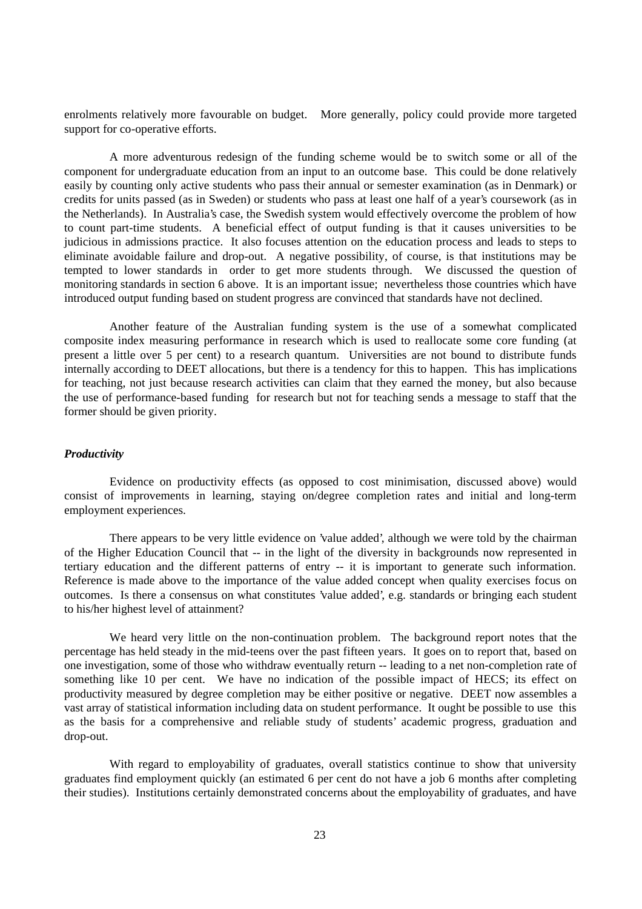enrolments relatively more favourable on budget. More generally, policy could provide more targeted support for co-operative efforts.

A more adventurous redesign of the funding scheme would be to switch some or all of the component for undergraduate education from an input to an outcome base. This could be done relatively easily by counting only active students who pass their annual or semester examination (as in Denmark) or credits for units passed (as in Sweden) or students who pass at least one half of a year's coursework (as in the Netherlands). In Australia's case, the Swedish system would effectively overcome the problem of how to count part-time students. A beneficial effect of output funding is that it causes universities to be judicious in admissions practice. It also focuses attention on the education process and leads to steps to eliminate avoidable failure and drop-out. A negative possibility, of course, is that institutions may be tempted to lower standards in order to get more students through. We discussed the question of monitoring standards in section 6 above. It is an important issue; nevertheless those countries which have introduced output funding based on student progress are convinced that standards have not declined.

Another feature of the Australian funding system is the use of a somewhat complicated composite index measuring performance in research which is used to reallocate some core funding (at present a little over 5 per cent) to a research quantum. Universities are not bound to distribute funds internally according to DEET allocations, but there is a tendency for this to happen. This has implications for teaching, not just because research activities can claim that they earned the money, but also because the use of performance-based funding for research but not for teaching sends a message to staff that the former should be given priority.

***Productivity***

Evidence on productivity effects (as opposed to cost minimisation, discussed above) would consist of improvements in learning, staying on/degree completion rates and initial and long-term employment experiences.

There appears to be very little evidence on 'value added', although we were told by the chairman of the Higher Education Council that -- in the light of the diversity in backgrounds now represented in tertiary education and the different patterns of entry -- it is important to generate such information. Reference is made above to the importance of the value added concept when quality exercises focus on outcomes. Is there a consensus on what constitutes 'value added', e.g. standards or bringing each student to his/her highest level of attainment?

We heard very little on the non-continuation problem. The background report notes that the percentage has held steady in the mid-teens over the past fifteen years. It goes on to report that, based on one investigation, some of those who withdraw eventually return -- leading to a net non-completion rate of something like 10 per cent. We have no indication of the possible impact of HECS; its effect on productivity measured by degree completion may be either positive or negative. DEET now assembles a vast array of statistical information including data on student performance. It ought be possible to use this as the basis for a comprehensive and reliable study of students' academic progress, graduation and drop-out.

With regard to employability of graduates, overall statistics continue to show that university graduates find employment quickly (an estimated 6 per cent do not have a job 6 months after completing their studies). Institutions certainly demonstrated concerns about the employability of graduates, and have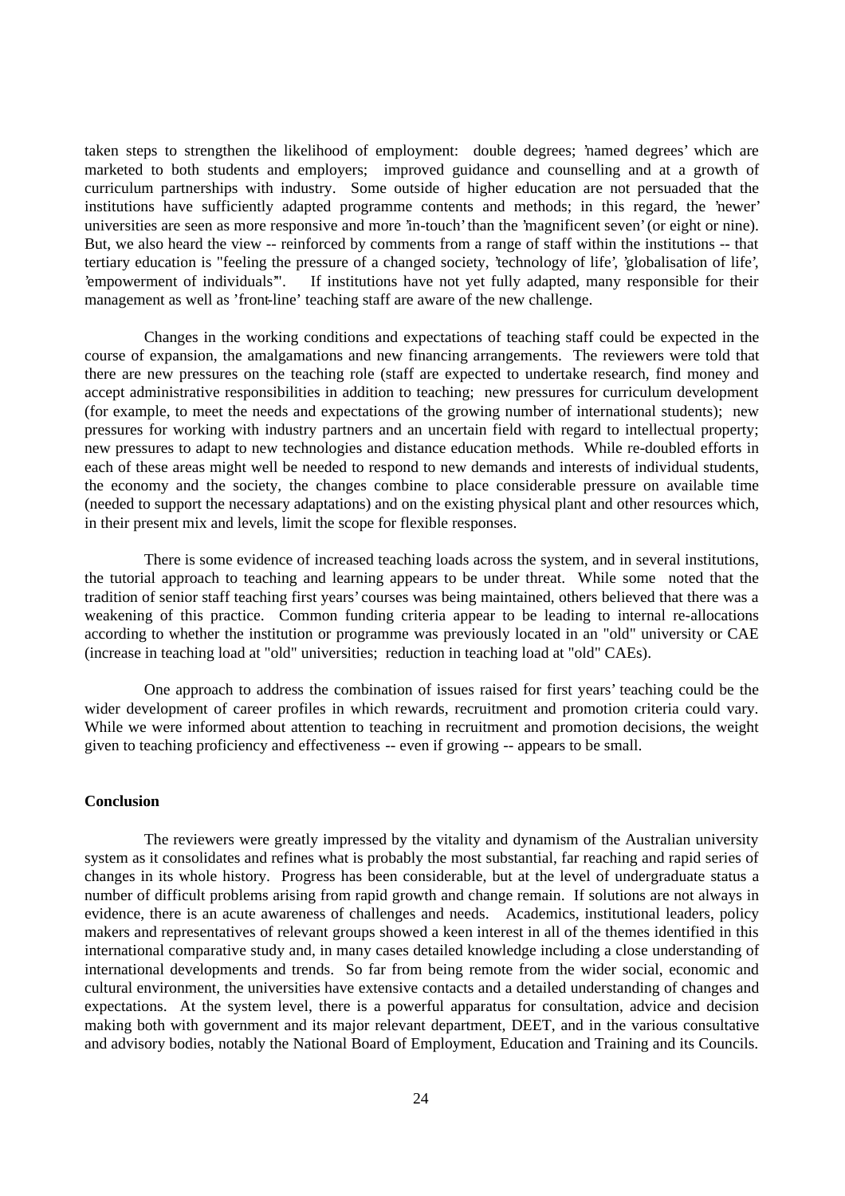taken steps to strengthen the likelihood of employment: double degrees; 'named degrees' which are marketed to both students and employers; improved guidance and counselling and at a growth of curriculum partnerships with industry. Some outside of higher education are not persuaded that the institutions have sufficiently adapted programme contents and methods; in this regard, the 'newer' universities are seen as more responsive and more 'in-touch' than the 'magnificent seven' (or eight or nine). But, we also heard the view -- reinforced by comments from a range of staff within the institutions -- that tertiary education is "feeling the pressure of a changed society, 'technology of life', 'globalisation of life', 'empowerment of individuals'". If institutions have not yet fully adapted, many responsible for their management as well as 'front-line' teaching staff are aware of the new challenge.

Changes in the working conditions and expectations of teaching staff could be expected in the course of expansion, the amalgamations and new financing arrangements. The reviewers were told that there are new pressures on the teaching role (staff are expected to undertake research, find money and accept administrative responsibilities in addition to teaching; new pressures for curriculum development (for example, to meet the needs and expectations of the growing number of international students); new pressures for working with industry partners and an uncertain field with regard to intellectual property; new pressures to adapt to new technologies and distance education methods. While re-doubled efforts in each of these areas might well be needed to respond to new demands and interests of individual students, the economy and the society, the changes combine to place considerable pressure on available time (needed to support the necessary adaptations) and on the existing physical plant and other resources which, in their present mix and levels, limit the scope for flexible responses.

There is some evidence of increased teaching loads across the system, and in several institutions, the tutorial approach to teaching and learning appears to be under threat. While some noted that the tradition of senior staff teaching first years' courses was being maintained, others believed that there was a weakening of this practice. Common funding criteria appear to be leading to internal re-allocations according to whether the institution or programme was previously located in an "old" university or CAE (increase in teaching load at "old" universities; reduction in teaching load at "old" CAEs).

One approach to address the combination of issues raised for first years' teaching could be the wider development of career profiles in which rewards, recruitment and promotion criteria could vary. While we were informed about attention to teaching in recruitment and promotion decisions, the weight given to teaching proficiency and effectiveness -- even if growing -- appears to be small.

**Conclusion**

The reviewers were greatly impressed by the vitality and dynamism of the Australian university system as it consolidates and refines what is probably the most substantial, far reaching and rapid series of changes in its whole history. Progress has been considerable, but at the level of undergraduate status a number of difficult problems arising from rapid growth and change remain. If solutions are not always in evidence, there is an acute awareness of challenges and needs. Academics, institutional leaders, policy makers and representatives of relevant groups showed a keen interest in all of the themes identified in this international comparative study and, in many cases detailed knowledge including a close understanding of international developments and trends. So far from being remote from the wider social, economic and cultural environment, the universities have extensive contacts and a detailed understanding of changes and expectations. At the system level, there is a powerful apparatus for consultation, advice and decision making both with government and its major relevant department, DEET, and in the various consultative and advisory bodies, notably the National Board of Employment, Education and Training and its Councils.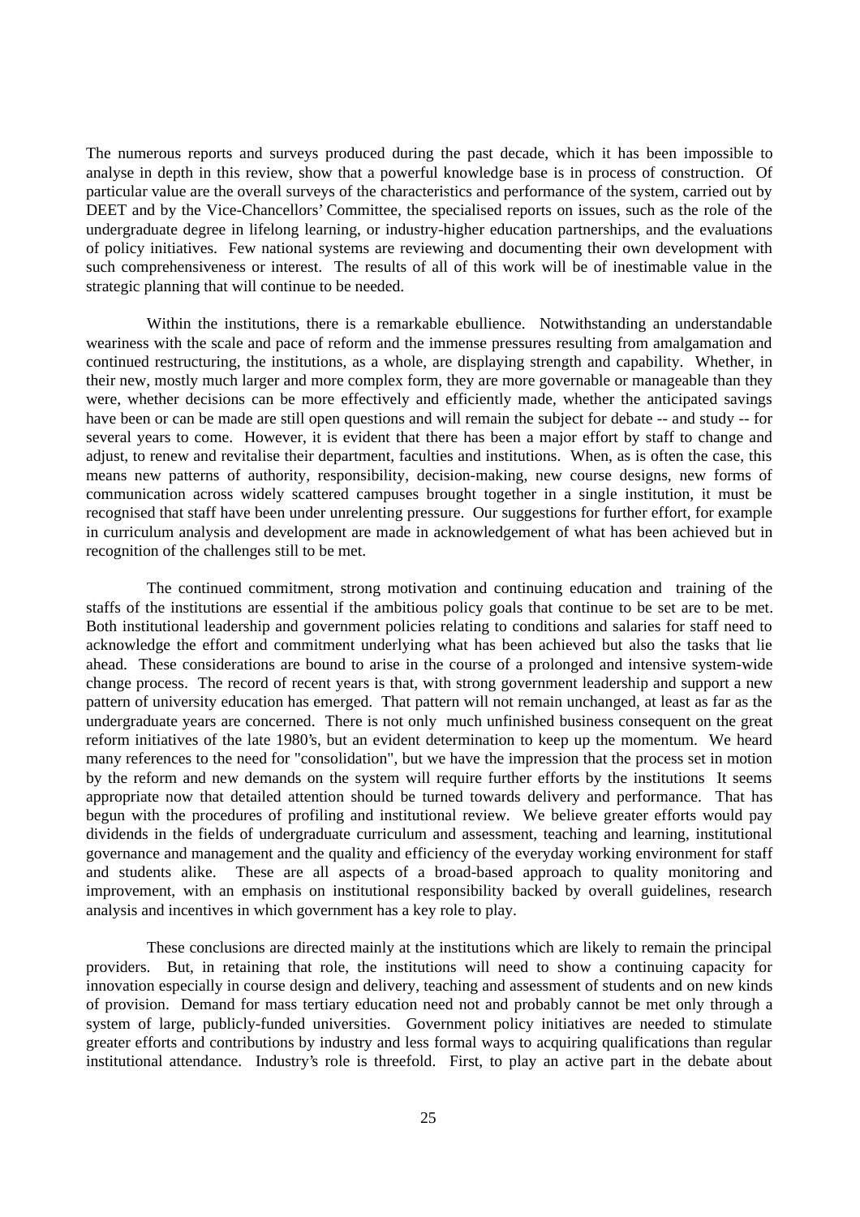The numerous reports and surveys produced during the past decade, which it has been impossible to analyse in depth in this review, show that a powerful knowledge base is in process of construction. Of particular value are the overall surveys of the characteristics and performance of the system, carried out by DEET and by the Vice-Chancellors' Committee, the specialised reports on issues, such as the role of the undergraduate degree in lifelong learning, or industry-higher education partnerships, and the evaluations of policy initiatives. Few national systems are reviewing and documenting their own development with such comprehensiveness or interest. The results of all of this work will be of inestimable value in the strategic planning that will continue to be needed.

Within the institutions, there is a remarkable ebullience. Notwithstanding an understandable weariness with the scale and pace of reform and the immense pressures resulting from amalgamation and continued restructuring, the institutions, as a whole, are displaying strength and capability. Whether, in their new, mostly much larger and more complex form, they are more governable or manageable than they were, whether decisions can be more effectively and efficiently made, whether the anticipated savings have been or can be made are still open questions and will remain the subject for debate -- and study -- for several years to come. However, it is evident that there has been a major effort by staff to change and adjust, to renew and revitalise their department, faculties and institutions. When, as is often the case, this means new patterns of authority, responsibility, decision-making, new course designs, new forms of communication across widely scattered campuses brought together in a single institution, it must be recognised that staff have been under unrelenting pressure. Our suggestions for further effort, for example in curriculum analysis and development are made in acknowledgement of what has been achieved but in recognition of the challenges still to be met.

The continued commitment, strong motivation and continuing education and training of the staffs of the institutions are essential if the ambitious policy goals that continue to be set are to be met. Both institutional leadership and government policies relating to conditions and salaries for staff need to acknowledge the effort and commitment underlying what has been achieved but also the tasks that lie ahead. These considerations are bound to arise in the course of a prolonged and intensive system-wide change process. The record of recent years is that, with strong government leadership and support a new pattern of university education has emerged. That pattern will not remain unchanged, at least as far as the undergraduate years are concerned. There is not only much unfinished business consequent on the great reform initiatives of the late 1980's, but an evident determination to keep up the momentum. We heard many references to the need for "consolidation", but we have the impression that the process set in motion by the reform and new demands on the system will require further efforts by the institutions It seems appropriate now that detailed attention should be turned towards delivery and performance. That has begun with the procedures of profiling and institutional review. We believe greater efforts would pay dividends in the fields of undergraduate curriculum and assessment, teaching and learning, institutional governance and management and the quality and efficiency of the everyday working environment for staff and students alike. These are all aspects of a broad-based approach to quality monitoring and improvement, with an emphasis on institutional responsibility backed by overall guidelines, research analysis and incentives in which government has a key role to play.

These conclusions are directed mainly at the institutions which are likely to remain the principal providers. But, in retaining that role, the institutions will need to show a continuing capacity for innovation especially in course design and delivery, teaching and assessment of students and on new kinds of provision. Demand for mass tertiary education need not and probably cannot be met only through a system of large, publicly-funded universities. Government policy initiatives are needed to stimulate greater efforts and contributions by industry and less formal ways to acquiring qualifications than regular institutional attendance. Industry's role is threefold. First, to play an active part in the debate about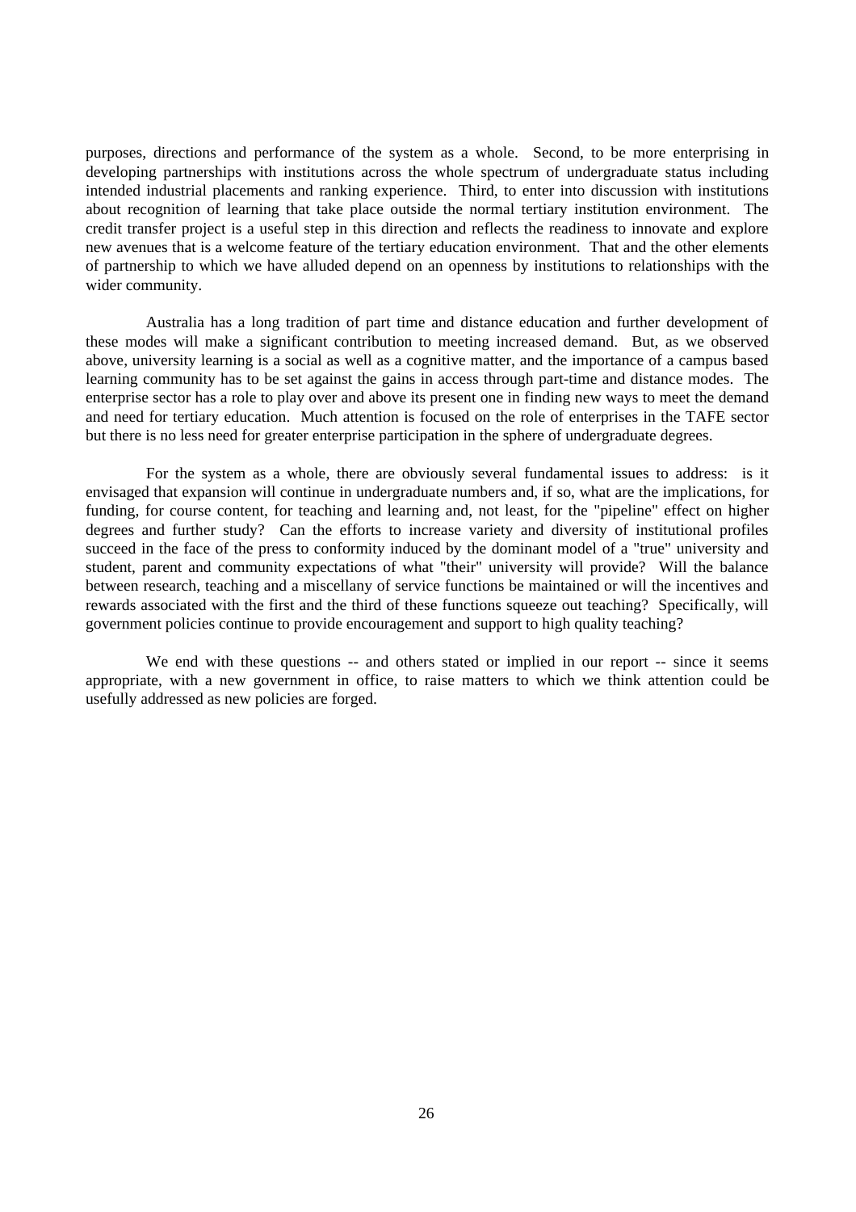purposes, directions and performance of the system as a whole. Second, to be more enterprising in developing partnerships with institutions across the whole spectrum of undergraduate status including intended industrial placements and ranking experience. Third, to enter into discussion with institutions about recognition of learning that take place outside the normal tertiary institution environment. The credit transfer project is a useful step in this direction and reflects the readiness to innovate and explore new avenues that is a welcome feature of the tertiary education environment. That and the other elements of partnership to which we have alluded depend on an openness by institutions to relationships with the wider community.

Australia has a long tradition of part time and distance education and further development of these modes will make a significant contribution to meeting increased demand. But, as we observed above, university learning is a social as well as a cognitive matter, and the importance of a campus based learning community has to be set against the gains in access through part-time and distance modes. The enterprise sector has a role to play over and above its present one in finding new ways to meet the demand and need for tertiary education. Much attention is focused on the role of enterprises in the TAFE sector but there is no less need for greater enterprise participation in the sphere of undergraduate degrees.

For the system as a whole, there are obviously several fundamental issues to address: is it envisaged that expansion will continue in undergraduate numbers and, if so, what are the implications, for funding, for course content, for teaching and learning and, not least, for the "pipeline" effect on higher degrees and further study? Can the efforts to increase variety and diversity of institutional profiles succeed in the face of the press to conformity induced by the dominant model of a "true" university and student, parent and community expectations of what "their" university will provide? Will the balance between research, teaching and a miscellany of service functions be maintained or will the incentives and rewards associated with the first and the third of these functions squeeze out teaching? Specifically, will government policies continue to provide encouragement and support to high quality teaching?

We end with these questions -- and others stated or implied in our report -- since it seems appropriate, with a new government in office, to raise matters to which we think attention could be usefully addressed as new policies are forged.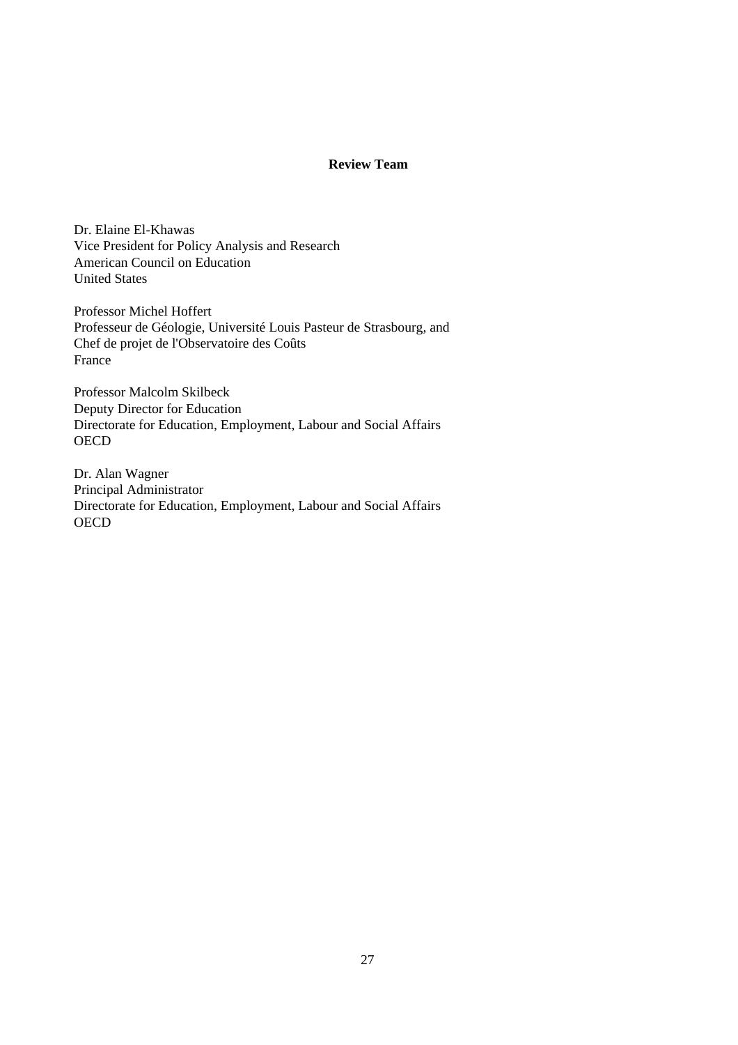## Review Team

Dr. Elaine El-Khawas
Vice President for Policy Analysis and Research
American Council on Education
United States

Professor Michel Hoffert
Professeur de Géologie, Université Louis Pasteur de Strasbourg, and
Chef de projet de l'Observatoire des Coûts
France

Professor Malcolm Skilbeck
Deputy Director for Education
Directorate for Education, Employment, Labour and Social Affairs
OECD

Dr. Alan Wagner
Principal Administrator
Directorate for Education, Employment, Labour and Social Affairs
OECD